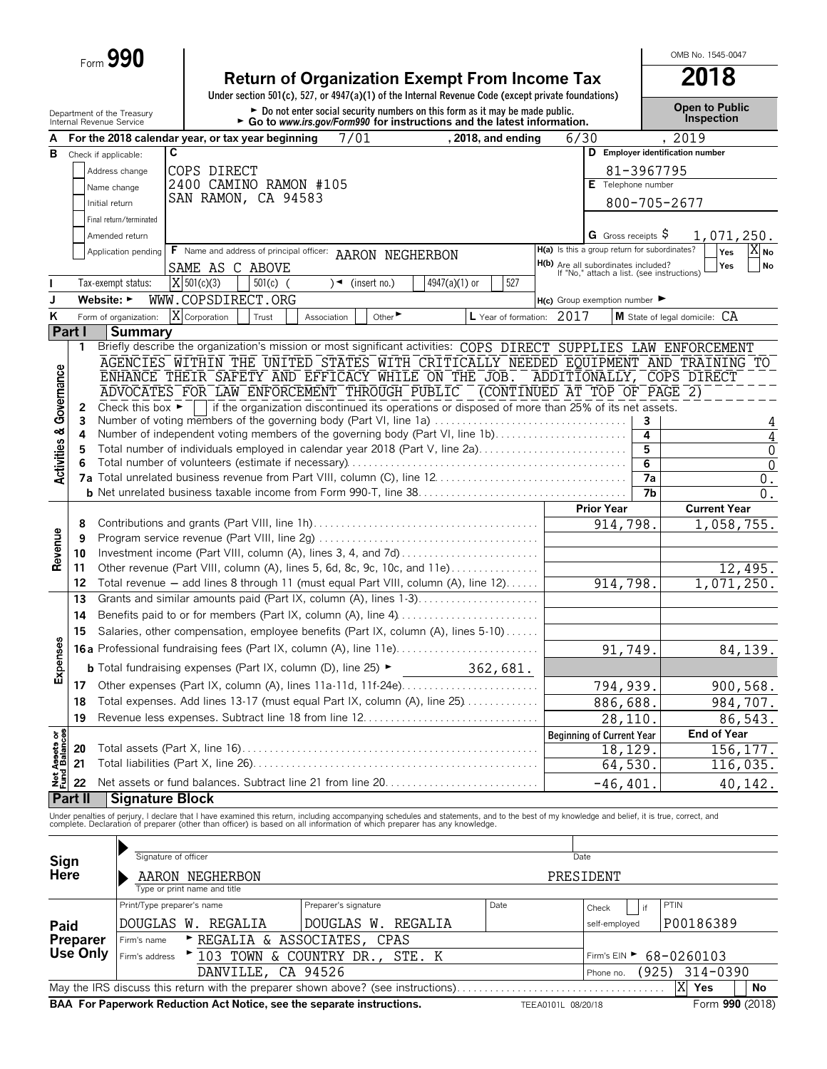Form **990**

# Return of Organization Exempt From Income Tax

**2018**

OMB No. 1545-0047

Under section 501(c), 527, or 4947(a)(1) of the Internal Revenue Code (except private foundations)

► Do not enter social security numbers on this form as it may be made public.

► Go to *www.irs.gov/Form990* for instructions and the latest information.

**Open to Public Inspection**

Department of the Treasury
Internal Revenue Service

**A** For the 2018 calendar year, or tax year beginning 7/01 , 2018, and ending 6/30 , 2019

**B** Check if applicable:
- Address change
- Name change
- Initial return
- Final return/terminated
- Amended return
- Application pending

**C** COPS DIRECT
2400 CAMINO RAMON #105
SAN RAMON, CA 94583

**D** Employer identification number: 81-3967795

**E** Telephone number: 800-705-2677

**G** Gross receipts $ 1,071,250.

**F** Name and address of principal officer: AARON NEGHERBON
SAME AS C ABOVE

**H(a)** Is this a group return for subordinates? Yes [ ] No [X]

**H(b)** Are all subordinates included? Yes [ ] No [ ]
If "No," attach a list. (see instructions)

**I** Tax-exempt status: [X] 501(c)(3) [ ] 501(c) ( ) ◄ (insert no.) [ ] 4947(a)(1) or [ ] 527

**J** Website: ► WWW.COPSDIRECT.ORG

**H(c)** Group exemption number ►

**K** Form of organization: [X] Corporation [ ] Trust [ ] Association [ ] Other ►

**L** Year of formation: 2017

**M** State of legal domicile: CA

## Part I Summary

**Activities & Governance**

1 Briefly describe the organization's mission or most significant activities: COPS DIRECT SUPPLIES LAW ENFORCEMENT AGENCIES WITHIN THE UNITED STATES WITH CRITICALLY NEEDED EQUIPMENT AND TRAINING TO ENHANCE THEIR SAFETY AND EFFICACY WHILE ON THE JOB. ADDITIONALLY, COPS DIRECT ADVOCATES FOR LAW ENFORCEMENT THROUGH PUBLIC (CONTINUED AT TOP OF PAGE 2)

2 Check this box ► [ ] if the organization discontinued its operations or disposed of more than 25% of its net assets.

| | | | |
|---|---|---|---|
| 3 | Number of voting members of the governing body (Part VI, line 1a) | 3 | 4 |
| 4 | Number of independent voting members of the governing body (Part VI, line 1b) | 4 | 4 |
| 5 | Total number of individuals employed in calendar year 2018 (Part V, line 2a) | 5 | 0 |
| 6 | Total number of volunteers (estimate if necessary) | 6 | 0 |
| 7a | Total unrelated business revenue from Part VIII, column (C), line 12 | 7a | 0. |
| b | Net unrelated business taxable income from Form 990-T, line 38 | 7b | 0. |

| | | | Prior Year | Current Year |
|---|---|---|---|---|
| **Revenue** | 8 | Contributions and grants (Part VIII, line 1h) | 914,798. | 1,058,755. |
| | 9 | Program service revenue (Part VIII, line 2g) | | |
| | 10 | Investment income (Part VIII, column (A), lines 3, 4, and 7d) | | |
| | 11 | Other revenue — (Part VIII, column (A), lines 5, 6d, 8c, 9c, 10c, and 11e) | | 12,495. |
| | 12 | Total revenue — add lines 8 through 11 (must equal Part VIII, column (A), line 12) | 914,798. | 1,071,250. |
| **Expenses** | 13 | Grants and similar amounts paid (Part IX, column (A), lines 1-3) | | |
| | 14 | Benefits paid to or for members (Part IX, column (A), line 4) | | |
| | 15 | Salaries, other compensation, employee benefits (Part IX, column (A), lines 5-10) | | |
| | 16a | Professional fundraising fees (Part IX, column (A), line 11e) | 91,749. | 84,139. |
| | b | Total fundraising expenses (Part IX, column (D), line 25) ► 362,681. | | |
| | 17 | Other expenses (Part IX, column (A), lines 11a-11d, 11f-24e) | 794,939. | 900,568. |
| | 18 | Total expenses. Add lines 13-17 (must equal Part IX, column (A), line 25) | 886,688. | 984,707. |
| | 19 | Revenue less expenses. Subtract line 18 from line 12 | 28,110. | 86,543. |
| | | | **Beginning of Current Year** | **End of Year** |
| **Net Assets or Fund Balances** | 20 | Total assets (Part X, line 16) | 18,129. | 156,177. |
| | 21 | Total liabilities (Part X, line 26) | 64,530. | 116,035. |
| | 22 | Net assets or fund balances. Subtract line 21 from line 20 | -46,401. | 40,142. |

## Part II Signature Block

Under penalties of perjury, I declare that I have examined this return, including accompanying schedules and statements, and to the best of my knowledge and belief, it is true, correct, and complete. Declaration of preparer (other than officer) is based on all information of which preparer has any knowledge.

**Sign Here**

Signature of officer ______ Date ______

AARON NEGHERBON PRESIDENT
Type or print name and title

**Paid Preparer Use Only**

| Print/Type preparer's name | Preparer's signature | Date | Check [ ] if self-employed | PTIN |
|---|---|---|---|---|
| DOUGLAS W. REGALIA | DOUGLAS W. REGALIA | | | P00186389 |

Firm's name ► REGALIA & ASSOCIATES, CPAS

Firm's address ► 103 TOWN & COUNTRY DR., STE. K
DANVILLE, CA 94526

Firm's EIN ► 68-0260103

Phone no. (925) 314-0390

May the IRS discuss this return with the preparer shown above? (see instructions) [X] Yes [ ] No

**BAA For Paperwork Reduction Act Notice, see the separate instructions.** TEEA0101L 08/20/18 Form **990** (2018)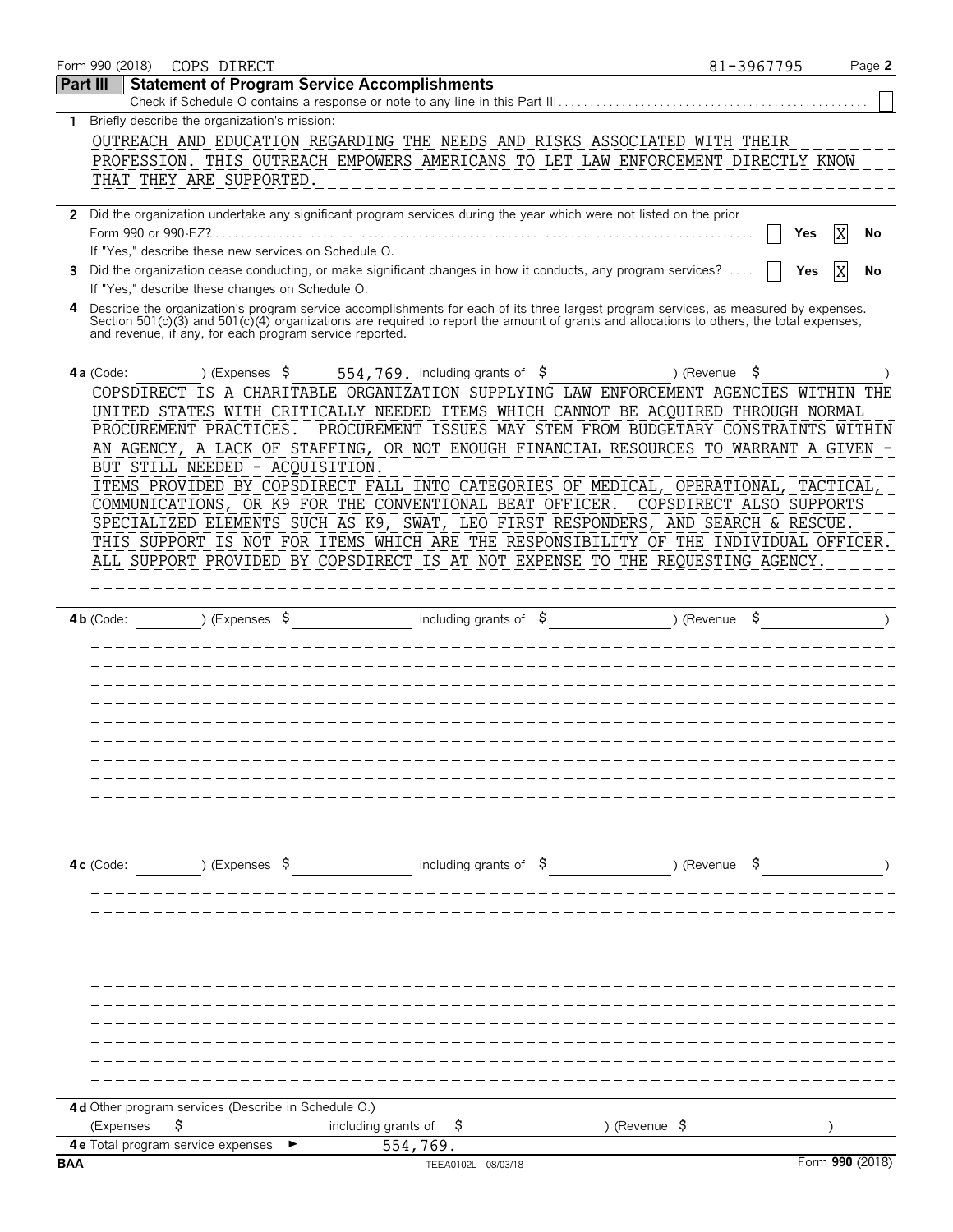Form 990 (2018) COPS DIRECT 81-3967795

## Part III Statement of Program Service Accomplishments

Check if Schedule O contains a response or note to any line in this Part III [ ]

**1** Briefly describe the organization's mission:

OUTREACH AND EDUCATION REGARDING THE NEEDS AND RISKS ASSOCIATED WITH THEIR PROFESSION. THIS OUTREACH EMPOWERS AMERICANS TO LET LAW ENFORCEMENT DIRECTLY KNOW THAT THEY ARE SUPPORTED.

**2** Did the organization undertake any significant program services during the year which were not listed on the prior Form 990 or 990-EZ? [ ] Yes [X] No

If "Yes," describe these new services on Schedule O.

**3** Did the organization cease conducting, or make significant changes in how it conducts, any program services? [ ] Yes [X] No

If "Yes," describe these changes on Schedule O.

**4** Describe the organization's program service accomplishments for each of its three largest program services, as measured by expenses. Section 501(c)(3) and 501(c)(4) organizations are required to report the amount of grants and allocations to others, the total expenses, and revenue, if any, for each program service reported.

**4a** (Code: ) (Expenses $ 554,769. including grants of $ ) (Revenue $ )

COPSDIRECT IS A CHARITABLE ORGANIZATION SUPPLYING LAW ENFORCEMENT AGENCIES WITHIN THE UNITED STATES WITH CRITICALLY NEEDED ITEMS WHICH CANNOT BE ACQUIRED THROUGH NORMAL PROCUREMENT PRACTICES. PROCUREMENT ISSUES MAY STEM FROM BUDGETARY CONSTRAINTS WITHIN AN AGENCY, A LACK OF STAFFING, OR NOT ENOUGH FINANCIAL RESOURCES TO WARRANT A GIVEN - BUT STILL NEEDED - ACQUISITION.

ITEMS PROVIDED BY COPSDIRECT FALL INTO CATEGORIES OF MEDICAL, OPERATIONAL, TACTICAL, COMMUNICATIONS, OR K9 FOR THE CONVENTIONAL BEAT OFFICER. COPSDIRECT ALSO SUPPORTS SPECIALIZED ELEMENTS SUCH AS K9, SWAT, LEO FIRST RESPONDERS, AND SEARCH & RESCUE. THIS SUPPORT IS NOT FOR ITEMS WHICH ARE THE RESPONSIBILITY OF THE INDIVIDUAL OFFICER. ALL SUPPORT PROVIDED BY COPSDIRECT IS AT NOT EXPENSE TO THE REQUESTING AGENCY.

**4b** (Code: ) (Expenses $ including grants of $ ) (Revenue $ )

**4c** (Code: ) (Expenses $ including grants of $ ) (Revenue $ )

**4d** Other program services (Describe in Schedule O.)

(Expenses $ including grants of $ ) (Revenue $ )

**4e** Total program service expenses ► 554,769.

BAA TEEA0102L 08/03/18 Form **990** (2018)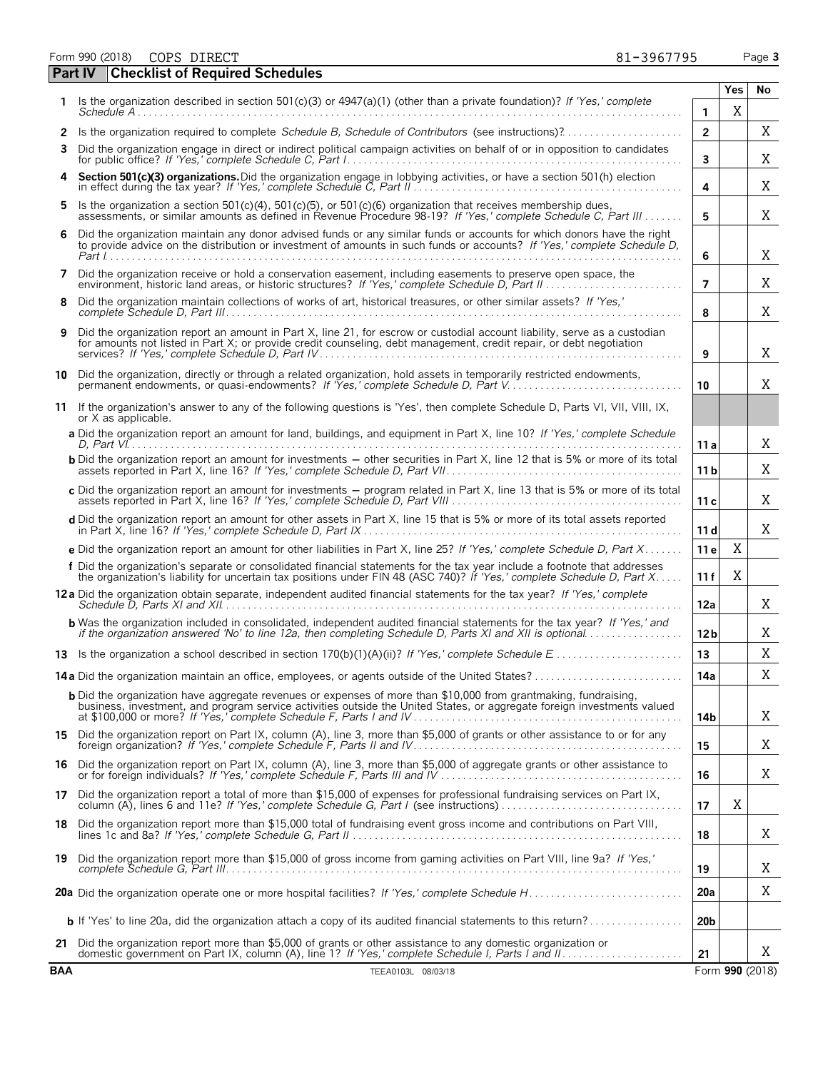Form 990 (2018) COPS DIRECT 81-3967795

## Part IV Checklist of Required Schedules

| | | | Yes | No |
|---|---|---|---|---|
| **1** | Is the organization described in section 501(c)(3) or 4947(a)(1) (other than a private foundation)? *If 'Yes,' complete Schedule A* | 1 | X | |
| **2** | Is the organization required to complete *Schedule B, Schedule of Contributors* (see instructions)? | 2 | | X |
| **3** | Did the organization engage in direct or indirect political campaign activities on behalf of or in opposition to candidates for public office? *If 'Yes,' complete Schedule C, Part I* | 3 | | X |
| **4** | **Section 501(c)(3) organizations.** Did the organization engage in lobbying activities, or have a section 501(h) election in effect during the tax year? *If 'Yes,' complete Schedule C, Part II* | 4 | | X |
| **5** | Is the organization a section 501(c)(4), 501(c)(5), or 501(c)(6) organization that receives membership dues, assessments, or similar amounts as defined in Revenue Procedure 98-19? *If 'Yes,' complete Schedule C, Part III* | 5 | | X |
| **6** | Did the organization maintain any donor advised funds or any similar funds or accounts for which donors have the right to provide advice on the distribution or investment of amounts in such funds or accounts? *If 'Yes,' complete Schedule D, Part I* | 6 | | X |
| **7** | Did the organization receive or hold a conservation easement, including easements to preserve open space, the environment, historic land areas, or historic structures? *If 'Yes,' complete Schedule D, Part II* | 7 | | X |
| **8** | Did the organization maintain collections of works of art, historical treasures, or other similar assets? *If 'Yes,' complete Schedule D, Part III* | 8 | | X |
| **9** | Did the organization report an amount in Part X, line 21, for escrow or custodial account liability, serve as a custodian for amounts not listed in Part X; or provide credit counseling, debt management, credit repair, or debt negotiation services? *If 'Yes,' complete Schedule D, Part IV* | 9 | | X |
| **10** | Did the organization, directly or through a related organization, hold assets in temporarily restricted endowments, permanent endowments, or quasi-endowments? *If 'Yes,' complete Schedule D, Part V* | 10 | | X |
| **11** | If the organization's answer to any of the following questions is 'Yes', then complete Schedule D, Parts VI, VII, VIII, IX, or X as applicable. | | | |
| | **a** Did the organization report an amount for land, buildings, and equipment in Part X, line 10? *If 'Yes,' complete Schedule D, Part VI* | 11a | | X |
| | **b** Did the organization report an amount for investments — other securities in Part X, line 12 that is 5% or more of its total assets reported in Part X, line 16? *If 'Yes,' complete Schedule D, Part VII* | 11b | | X |
| | **c** Did the organization report an amount for investments — program related in Part X, line 13 that is 5% or more of its total assets reported in Part X, line 16? *If 'Yes,' complete Schedule D, Part VIII* | 11c | | X |
| | **d** Did the organization report an amount for other assets in Part X, line 15 that is 5% or more of its total assets reported in Part X, line 16? *If 'Yes,' complete Schedule D, Part IX* | 11d | | X |
| | **e** Did the organization report an amount for other liabilities in Part X, line 25? *If 'Yes,' complete Schedule D, Part X* | 11e | X | |
| | **f** Did the organization's separate or consolidated financial statements for the tax year include a footnote that addresses the organization's liability for uncertain tax positions under FIN 48 (ASC 740)? *If 'Yes,' complete Schedule D, Part X* | 11f | X | |
| **12a** | Did the organization obtain separate, independent audited financial statements for the tax year? *If 'Yes,' complete Schedule D, Parts XI and XII* | 12a | | X |
| | **b** Was the organization included in consolidated, independent audited financial statements for the tax year? *If 'Yes,' and if the organization answered 'No' to line 12a, then completing Schedule D, Parts XI and XII is optional* | 12b | | X |
| **13** | Is the organization a school described in section 170(b)(1)(A)(ii)? *If 'Yes,' complete Schedule E* | 13 | | X |
| **14a** | Did the organization maintain an office, employees, or agents outside of the United States? | 14a | | X |
| | **b** Did the organization have aggregate revenues or expenses of more than $10,000 from grantmaking, fundraising, business, investment, and program service activities outside the United States, or aggregate foreign investments valued at $100,000 or more? *If 'Yes,' complete Schedule F, Parts I and IV* | 14b | | X |
| **15** | Did the organization report on Part IX, column (A), line 3, more than $5,000 of grants or other assistance to or for any foreign organization? *If 'Yes,' complete Schedule F, Parts II and IV* | 15 | | X |
| **16** | Did the organization report on Part IX, column (A), line 3, more than $5,000 of aggregate grants or other assistance to or for foreign individuals? *If 'Yes,' complete Schedule F, Parts III and IV* | 16 | | X |
| **17** | Did the organization report a total of more than $15,000 of expenses for professional fundraising services on Part IX, column (A), lines 6 and 11e? *If 'Yes,' complete Schedule G, Part I* (see instructions) | 17 | X | |
| **18** | Did the organization report more than $15,000 total of fundraising event gross income and contributions on Part VIII, lines 1c and 8a? *If 'Yes,' complete Schedule G, Part II* | 18 | | X |
| **19** | Did the organization report more than $15,000 of gross income from gaming activities on Part VIII, line 9a? *If 'Yes,' complete Schedule G, Part III* | 19 | | X |
| **20a** | Did the organization operate one or more hospital facilities? *If 'Yes,' complete Schedule H* | 20a | | X |
| | **b** If 'Yes' to line 20a, did the organization attach a copy of its audited financial statements to this return? | 20b | | |
| **21** | Did the organization report more than $5,000 of grants or other assistance to any domestic organization or domestic government on Part IX, column (A), line 1? *If 'Yes,' complete Schedule I, Parts I and II* | 21 | | X |

BAA TEEA0103L 08/03/18 Form **990** (2018)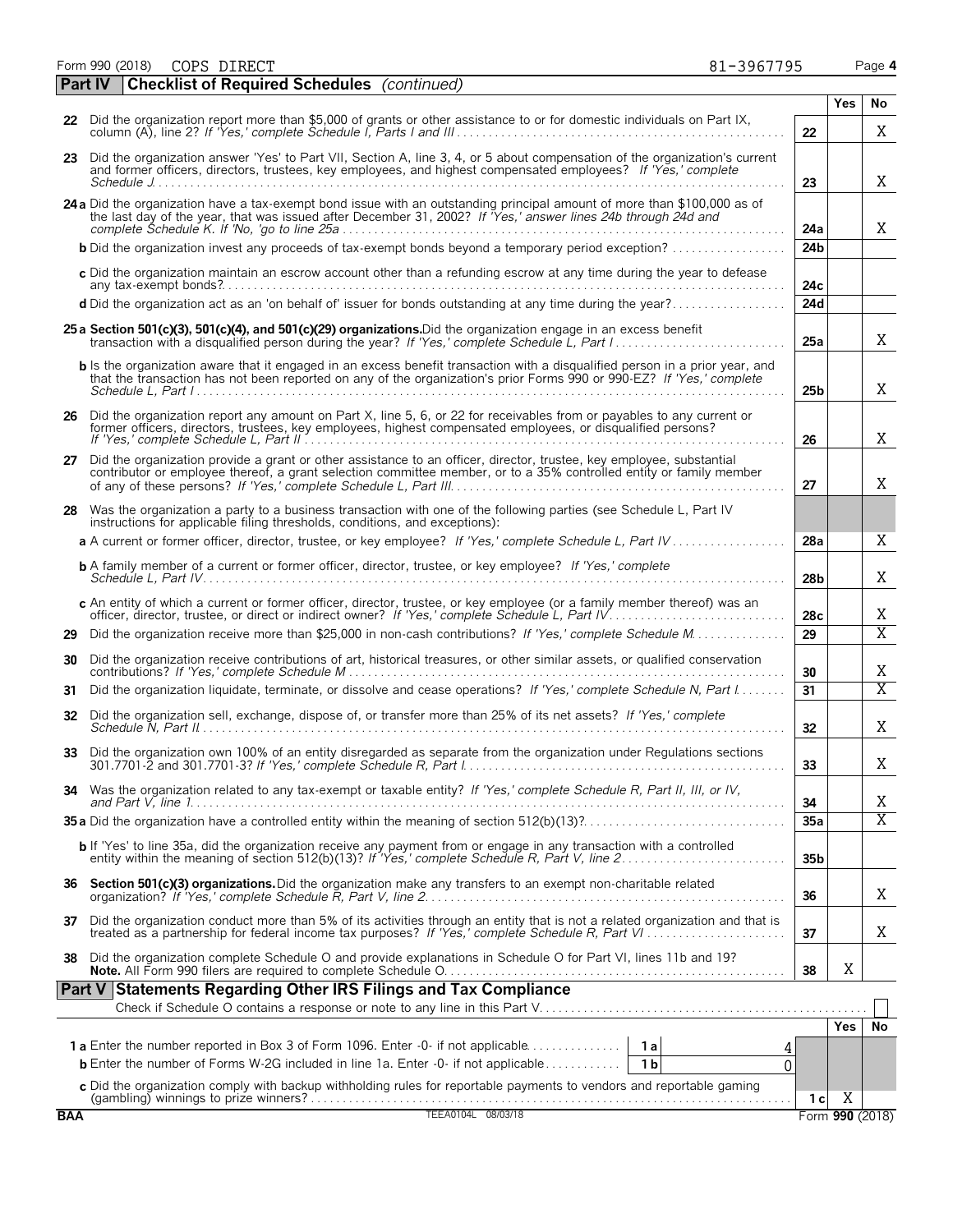Form 990 (2018) COPS DIRECT 81-3967795

## Part IV | Checklist of Required Schedules *(continued)*

| | | | Yes | No |
|---|---|---|---|---|
| 22 | Did the organization report more than $5,000 of grants or other assistance to or for domestic individuals on Part IX, column (A), line 2? *If 'Yes,' complete Schedule I, Parts I and III* | 22 | | X |
| 23 | Did the organization answer 'Yes' to Part VII, Section A, line 3, 4, or 5 about compensation of the organization's current and former officers, directors, trustees, key employees, and highest compensated employees? *If 'Yes,' complete Schedule J* | 23 | | X |
| 24 a | Did the organization have a tax-exempt bond issue with an outstanding principal amount of more than $100,000 as of the last day of the year, that was issued after December 31, 2002? *If 'Yes,' answer lines 24b through 24d and complete Schedule K. If 'No,' go to line 25a* | 24a | | X |
| b | Did the organization invest any proceeds of tax-exempt bonds beyond a temporary period exception? | 24b | | |
| c | Did the organization maintain an escrow account other than a refunding escrow at any time during the year to defease any tax-exempt bonds? | 24c | | |
| d | Did the organization act as an 'on behalf of' issuer for bonds outstanding at any time during the year? | 24d | | |
| 25 a | **Section 501(c)(3), 501(c)(4), and 501(c)(29) organizations.** Did the organization engage in an excess benefit transaction with a disqualified person during the year? *If 'Yes,' complete Schedule L, Part I* | 25a | | X |
| b | Is the organization aware that it engaged in an excess benefit transaction with a disqualified person in a prior year, and that the transaction has not been reported on any of the organization's prior Forms 990 or 990-EZ? *If 'Yes,' complete Schedule L, Part I* | 25b | | X |
| 26 | Did the organization report any amount on Part X, line 5, 6, or 22 for receivables from or payables to any current or former officers, directors, trustees, key employees, highest compensated employees, or disqualified persons? *If 'Yes,' complete Schedule L, Part II* | 26 | | X |
| 27 | Did the organization provide a grant or other assistance to an officer, director, trustee, key employee, substantial contributor or employee thereof, a grant selection committee member, or to a 35% controlled entity or family member of any of these persons? *If 'Yes,' complete Schedule L, Part III* | 27 | | X |
| 28 | Was the organization a party to a business transaction with one of the following parties (see Schedule L, Part IV instructions for applicable filing thresholds, conditions, and exceptions): | | | |
| a | A current or former officer, director, trustee, or key employee? *If 'Yes,' complete Schedule L, Part IV* | 28a | | X |
| b | A family member of a current or former officer, director, trustee, or key employee? *If 'Yes,' complete Schedule L, Part IV* | 28b | | X |
| c | An entity of which a current or former officer, director, trustee, or key employee (or a family member thereof) was an officer, director, trustee, or direct or indirect owner? *If 'Yes,' complete Schedule L, Part IV* | 28c | | X |
| 29 | Did the organization receive more than $25,000 in non-cash contributions? *If 'Yes,' complete Schedule M* | 29 | | X |
| 30 | Did the organization receive contributions of art, historical treasures, or other similar assets, or qualified conservation contributions? *If 'Yes,' complete Schedule M* | 30 | | X |
| 31 | Did the organization liquidate, terminate, or dissolve and cease operations? *If 'Yes,' complete Schedule N, Part I* | 31 | | X |
| 32 | Did the organization sell, exchange, dispose of, or transfer more than 25% of its net assets? *If 'Yes,' complete Schedule N, Part II* | 32 | | X |
| 33 | Did the organization own 100% of an entity disregarded as separate from the organization under Regulations sections 301.7701-2 and 301.7701-3? *If 'Yes,' complete Schedule R, Part I* | 33 | | X |
| 34 | Was the organization related to any tax-exempt or taxable entity? *If 'Yes,' complete Schedule R, Part II, III, or IV, and Part V, line 1* | 34 | | X |
| 35 a | Did the organization have a controlled entity within the meaning of section 512(b)(13)? | 35a | | X |
| b | If 'Yes' to line 35a, did the organization receive any payment from or engage in any transaction with a controlled entity within the meaning of section 512(b)(13)? *If 'Yes,' complete Schedule R, Part V, line 2* | 35b | | |
| 36 | **Section 501(c)(3) organizations.** Did the organization make any transfers to an exempt non-charitable related organization? *If 'Yes,' complete Schedule R, Part V, line 2* | 36 | | X |
| 37 | Did the organization conduct more than 5% of its activities through an entity that is not a related organization and that is treated as a partnership for federal income tax purposes? *If 'Yes,' complete Schedule R, Part VI* | 37 | | X |
| 38 | Did the organization complete Schedule O and provide explanations in Schedule O for Part VI, lines 11b and 19? **Note.** All Form 990 filers are required to complete Schedule O. | 38 | X | |

## Part V | Statements Regarding Other IRS Filings and Tax Compliance

Check if Schedule O contains a response or note to any line in this Part V . . . . ☐

| | | | | | Yes | No |
|---|---|---|---|---|---|---|
| 1 a | Enter the number reported in Box 3 of Form 1096. Enter -0- if not applicable | 1a | 4 | | | |
| b | Enter the number of Forms W-2G included in line 1a. Enter -0- if not applicable | 1b | 0 | | | |
| c | Did the organization comply with backup withholding rules for reportable payments to vendors and reportable gaming (gambling) winnings to prize winners? | | | 1c | X | |

BAA TEEA0104L 08/03/18 Form **990** (2018)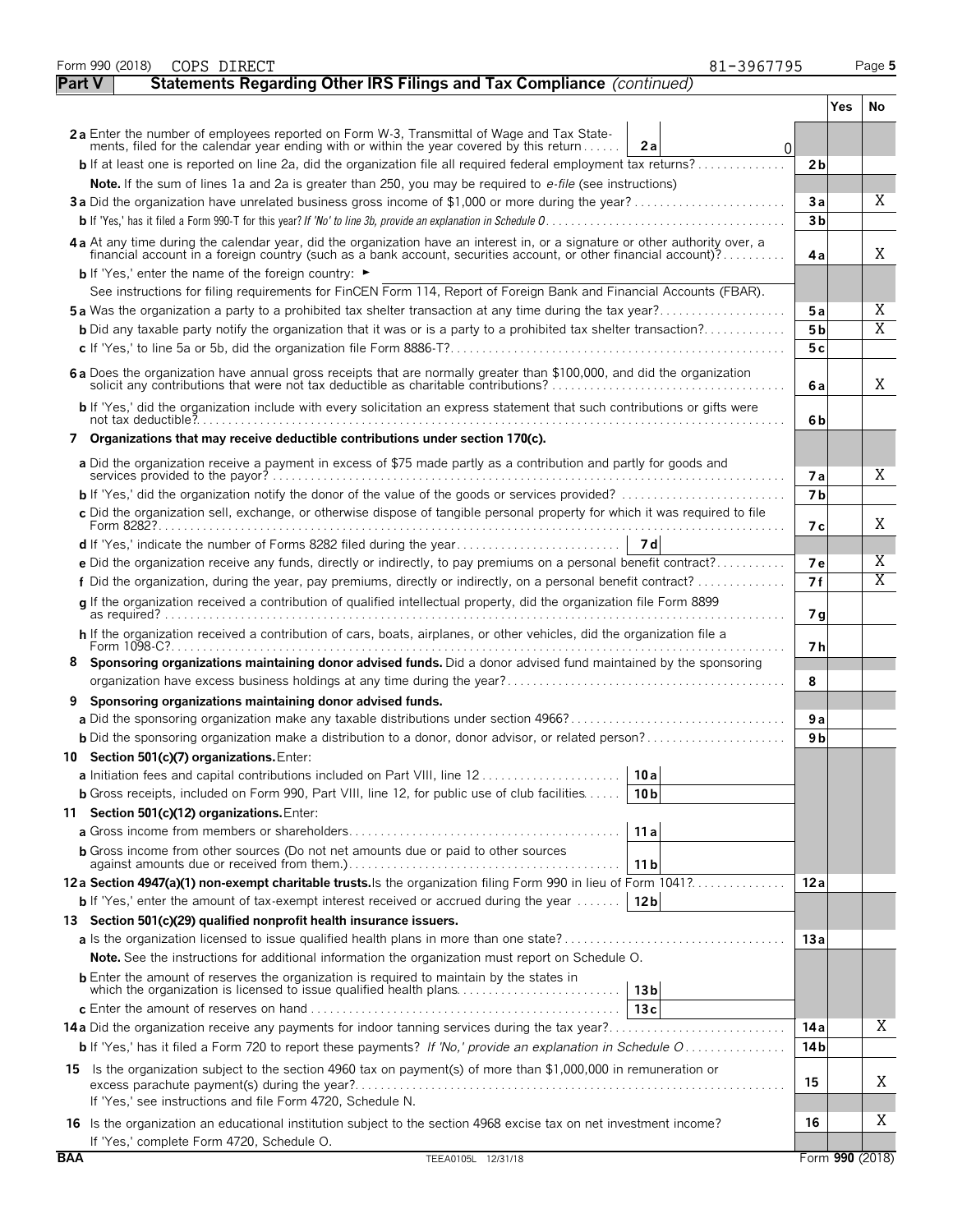Form 990 (2018) COPS DIRECT 81-3967795

## Part V Statements Regarding Other IRS Filings and Tax Compliance *(continued)*

| | | | Yes | No |
|---|---|---|---|---|
| **2a** Enter the number of employees reported on Form W-3, Transmittal of Wage and Tax Statements, filed for the calendar year ending with or within the year covered by this return | 2a | 0 | | |
| **b** If at least one is reported on line 2a, did the organization file all required federal employment tax returns? | | 2b | | |
| **Note.** If the sum of lines 1a and 2a is greater than 250, you may be required to *e-file* (see instructions) | | | | |
| **3a** Did the organization have unrelated business gross income of $1,000 or more during the year? | | 3a | | X |
| **b** If 'Yes,' has it filed a Form 990-T for this year? *If 'No' to line 3b, provide an explanation in Schedule O* | | 3b | | |
| **4a** At any time during the calendar year, did the organization have an interest in, or a signature or other authority over, a financial account in a foreign country (such as a bank account, securities account, or other financial account)? | | 4a | | X |
| **b** If 'Yes,' enter the name of the foreign country: ► | | | | |
| See instructions for filing requirements for FinCEN Form 114, Report of Foreign Bank and Financial Accounts (FBAR). | | | | |
| **5a** Was the organization a party to a prohibited tax shelter transaction at any time during the tax year? | | 5a | | X |
| **b** Did any taxable party notify the organization that it was or is a party to a prohibited tax shelter transaction? | | 5b | | X |
| **c** If 'Yes,' to line 5a or 5b, did the organization file Form 8886-T? | | 5c | | |
| **6a** Does the organization have annual gross receipts that are normally greater than $100,000, and did the organization solicit any contributions that were not tax deductible as charitable contributions? | | 6a | | X |
| **b** If 'Yes,' did the organization include with every solicitation an express statement that such contributions or gifts were not tax deductible? | | 6b | | |
| **7 Organizations that may receive deductible contributions under section 170(c).** | | | | |
| **a** Did the organization receive a payment in excess of $75 made partly as a contribution and partly for goods and services provided to the payor? | | 7a | | X |
| **b** If 'Yes,' did the organization notify the donor of the value of the goods or services provided? | | 7b | | |
| **c** Did the organization sell, exchange, or otherwise dispose of tangible personal property for which it was required to file Form 8282? | | 7c | | X |
| **d** If 'Yes,' indicate the number of Forms 8282 filed during the year | 7d | | | |
| **e** Did the organization receive any funds, directly or indirectly, to pay premiums on a personal benefit contract? | | 7e | | X |
| **f** Did the organization, during the year, pay premiums, directly or indirectly, on a personal benefit contract? | | 7f | | X |
| **g** If the organization received a contribution of qualified intellectual property, did the organization file Form 8899 as required? | | 7g | | |
| **h** If the organization received a contribution of cars, boats, airplanes, or other vehicles, did the organization file a Form 1098-C? | | 7h | | |
| **8 Sponsoring organizations maintaining donor advised funds.** Did a donor advised fund maintained by the sponsoring organization have excess business holdings at any time during the year? | | 8 | | |
| **9 Sponsoring organizations maintaining donor advised funds.** | | | | |
| **a** Did the sponsoring organization make any taxable distributions under section 4966? | | 9a | | |
| **b** Did the sponsoring organization make a distribution to a donor, donor advisor, or related person? | | 9b | | |
| **10 Section 501(c)(7) organizations.** Enter: | | | | |
| **a** Initiation fees and capital contributions included on Part VIII, line 12 | 10a | | | |
| **b** Gross receipts, included on Form 990, Part VIII, line 12, for public use of club facilities | 10b | | | |
| **11 Section 501(c)(12) organizations.** Enter: | | | | |
| **a** Gross income from members or shareholders | 11a | | | |
| **b** Gross income from other sources (Do not net amounts due or paid to other sources against amounts due or received from them.) | 11b | | | |
| **12a Section 4947(a)(1) non-exempt charitable trusts.** Is the organization filing Form 990 in lieu of Form 1041? | | 12a | | |
| **b** If 'Yes,' enter the amount of tax-exempt interest received or accrued during the year | 12b | | | |
| **13 Section 501(c)(29) qualified nonprofit health insurance issuers.** | | | | |
| **a** Is the organization licensed to issue qualified health plans in more than one state? | | 13a | | |
| **Note.** See the instructions for additional information the organization must report on Schedule O. | | | | |
| **b** Enter the amount of reserves the organization is required to maintain by the states in which the organization is licensed to issue qualified health plans | 13b | | | |
| **c** Enter the amount of reserves on hand | 13c | | | |
| **14a** Did the organization receive any payments for indoor tanning services during the tax year? | | 14a | | X |
| **b** If 'Yes,' has it filed a Form 720 to report these payments? *If 'No,' provide an explanation in Schedule O* | | 14b | | |
| **15** Is the organization subject to the section 4960 tax on payment(s) of more than $1,000,000 in remuneration or excess parachute payment(s) during the year? If 'Yes,' see instructions and file Form 4720, Schedule N. | | 15 | | X |
| **16** Is the organization an educational institution subject to the section 4968 excise tax on net investment income? If 'Yes,' complete Form 4720, Schedule O. | | 16 | | X |

BAA TEEA0105L 12/31/18 Form **990** (2018)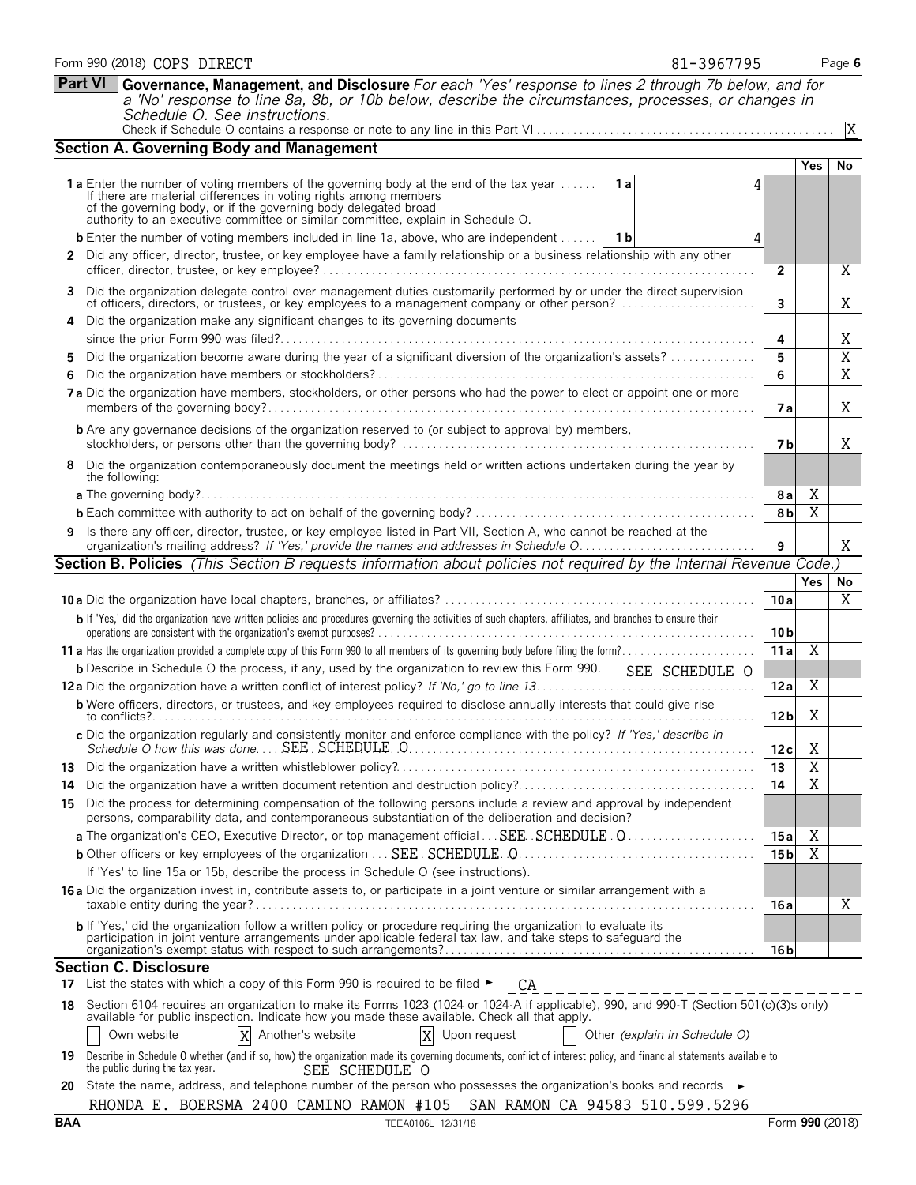Form 990 (2018) COPS DIRECT 81-3967795

**Part VI** **Governance, Management, and Disclosure** *For each 'Yes' response to lines 2 through 7b below, and for a 'No' response to line 8a, 8b, or 10b below, describe the circumstances, processes, or changes in Schedule O. See instructions.*

Check if Schedule O contains a response or note to any line in this Part VI . . . . . . X

## Section A. Governing Body and Management

| | | | Yes | No |
|---|---|---|---|---|
| **1a** Enter the number of voting members of the governing body at the end of the tax year . . . . . . If there are material differences in voting rights among members of the governing body, or if the governing body delegated broad authority to an executive committee or similar committee, explain in Schedule O. | 1a: 4 | | | |
| **b** Enter the number of voting members included in line 1a, above, who are independent . . . . . . | 1b: 4 | | | |
| **2** Did any officer, director, trustee, or key employee have a family relationship or a business relationship with any other officer, director, trustee, or key employee? | | 2 | | X |
| **3** Did the organization delegate control over management duties customarily performed by or under the direct supervision of officers, directors, or trustees, or key employees to a management company or other person? | | 3 | | X |
| **4** Did the organization make any significant changes to its governing documents since the prior Form 990 was filed? | | 4 | | X |
| **5** Did the organization become aware during the year of a significant diversion of the organization's assets? | | 5 | | X |
| **6** Did the organization have members or stockholders? | | 6 | | X |
| **7a** Did the organization have members, stockholders, or other persons who had the power to elect or appoint one or more members of the governing body? | | 7a | | X |
| **b** Are any governance decisions of the organization reserved to (or subject to approval by) members, stockholders, or persons other than the governing body? | | 7b | | X |
| **8** Did the organization contemporaneously document the meetings held or written actions undertaken during the year by the following: | | | | |
| **a** The governing body? | | 8a | X | |
| **b** Each committee with authority to act on behalf of the governing body? | | 8b | X | |
| **9** Is there any officer, director, trustee, or key employee listed in Part VII, Section A, who cannot be reached at the organization's mailing address? *If 'Yes,' provide the names and addresses in Schedule O* | | 9 | | X |

## Section B. Policies *(This Section B requests information about policies not required by the Internal Revenue Code.)*

| | | Yes | No |
|---|---|---|---|
| **10a** Did the organization have local chapters, branches, or affiliates? | 10a | | X |
| **b** If 'Yes,' did the organization have written policies and procedures governing the activities of such chapters, affiliates, and branches to ensure their operations are consistent with the organization's exempt purposes? | 10b | | |
| **11a** Has the organization provided a complete copy of this Form 990 to all members of its governing body before filing the form? | 11a | X | |
| **b** Describe in Schedule O the process, if any, used by the organization to review this Form 990. SEE SCHEDULE O | | | |
| **12a** Did the organization have a written conflict of interest policy? *If 'No,' go to line 13* | 12a | X | |
| **b** Were officers, directors, or trustees, and key employees required to disclose annually interests that could give rise to conflicts? | 12b | X | |
| **c** Did the organization regularly and consistently monitor and enforce compliance with the policy? *If 'Yes,' describe in Schedule O how this was done* SEE SCHEDULE O | 12c | X | |
| **13** Did the organization have a written whistleblower policy? | 13 | X | |
| **14** Did the organization have a written document retention and destruction policy? | 14 | X | |
| **15** Did the process for determining compensation of the following persons include a review and approval by independent persons, comparability data, and contemporaneous substantiation of the deliberation and decision? | | | |
| **a** The organization's CEO, Executive Director, or top management official SEE SCHEDULE O | 15a | X | |
| **b** Other officers or key employees of the organization SEE SCHEDULE O | 15b | X | |
| If 'Yes' to line 15a or 15b, describe the process in Schedule O (see instructions). | | | |
| **16a** Did the organization invest in, contribute assets to, or participate in a joint venture or similar arrangement with a taxable entity during the year? | 16a | | X |
| **b** If 'Yes,' did the organization follow a written policy or procedure requiring the organization to evaluate its participation in joint venture arrangements under applicable federal tax law, and take steps to safeguard the organization's exempt status with respect to such arrangements? | 16b | | |

## Section C. Disclosure

**17** List the states with which a copy of this Form 990 is required to be filed ► CA

**18** Section 6104 requires an organization to make its Forms 1023 (1024 or 1024-A if applicable), 990, and 990-T (Section 501(c)(3)s only) available for public inspection. Indicate how you made these available. Check all that apply.

[ ] Own website [X] Another's website [X] Upon request [ ] Other *(explain in Schedule O)*

**19** Describe in Schedule O whether (and if so, how) the organization made its governing documents, conflict of interest policy, and financial statements available to the public during the tax year. SEE SCHEDULE O

**20** State the name, address, and telephone number of the person who possesses the organization's books and records ►

RHONDA E. BOERSMA 2400 CAMINO RAMON #105 SAN RAMON CA 94583 510.599.5296

BAA TEEA0106L 12/31/18 Form **990** (2018)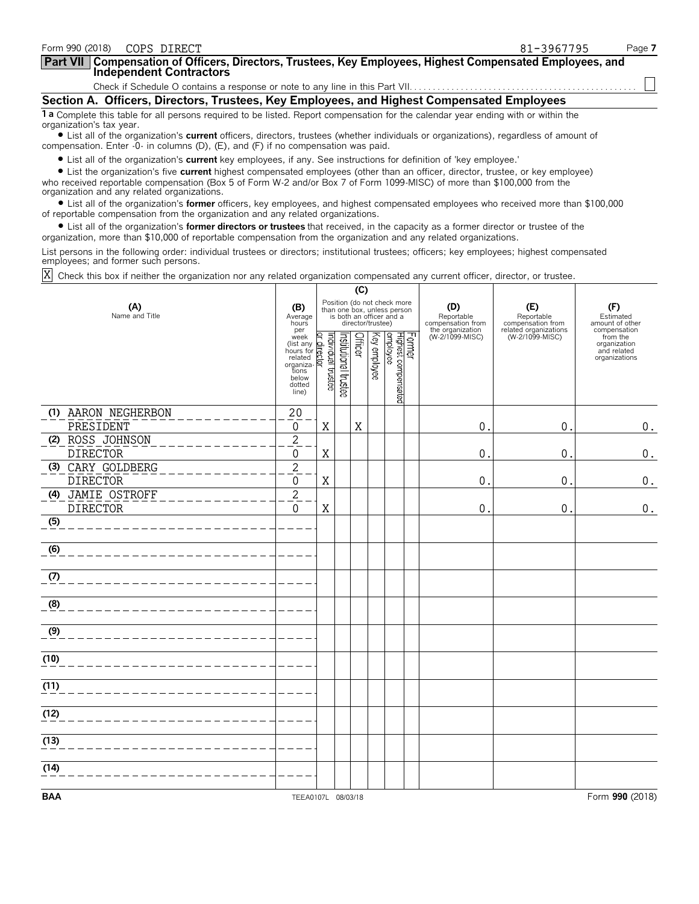Form 990 (2018) COPS DIRECT 81-3967795

## Part VII Compensation of Officers, Directors, Trustees, Key Employees, Highest Compensated Employees, and Independent Contractors

Check if Schedule O contains a response or note to any line in this Part VII. . . . . . ☐

### Section A. Officers, Directors, Trustees, Key Employees, and Highest Compensated Employees

**1 a** Complete this table for all persons required to be listed. Report compensation for the calendar year ending with or within the organization's tax year.

- List all of the organization's **current** officers, directors, trustees (whether individuals or organizations), regardless of amount of compensation. Enter -0- in columns (D), (E), and (F) if no compensation was paid.
- List all of the organization's **current** key employees, if any. See instructions for definition of 'key employee.'
- List the organization's five **current** highest compensated employees (other than an officer, director, trustee, or key employee) who received reportable compensation (Box 5 of Form W-2 and/or Box 7 of Form 1099-MISC) of more than $100,000 from the organization and any related organizations.
- List all of the organization's **former** officers, key employees, and highest compensated employees who received more than $100,000 of reportable compensation from the organization and any related organizations.
- List all of the organization's **former directors or trustees** that received, in the capacity as a former director or trustee of the organization, more than $10,000 of reportable compensation from the organization and any related organizations.

List persons in the following order: individual trustees or directors; institutional trustees; officers; key employees; highest compensated employees; and former such persons.

☒ Check this box if neither the organization nor any related organization compensated any current officer, director, or trustee.

| (A) Name and Title | (B) Average hours per week (list any hours for related organizations below dotted line) | (C) Individual trustee or director | Institutional trustee | Officer | Key employee | Highest compensated employee | Former | (D) Reportable compensation from the organization (W-2/1099-MISC) | (E) Reportable compensation from related organizations (W-2/1099-MISC) | (F) Estimated amount of other compensation from the organization and related organizations |
|---|---|---|---|---|---|---|---|---|---|---|
| (1) AARON NEGHERBON<br>PRESIDENT | 20<br>0 | X | | X | | | | 0. | 0. | 0. |
| (2) ROSS JOHNSON<br>DIRECTOR | 2<br>0 | X | | | | | | 0. | 0. | 0. |
| (3) CARY GOLDBERG<br>DIRECTOR | 2<br>0 | X | | | | | | 0. | 0. | 0. |
| (4) JAMIE OSTROFF<br>DIRECTOR | 2<br>0 | X | | | | | | 0. | 0. | 0. |
| (5) | | | | | | | | | | |
| (6) | | | | | | | | | | |
| (7) | | | | | | | | | | |
| (8) | | | | | | | | | | |
| (9) | | | | | | | | | | |
| (10) | | | | | | | | | | |
| (11) | | | | | | | | | | |
| (12) | | | | | | | | | | |
| (13) | | | | | | | | | | |
| (14) | | | | | | | | | | |

BAA TEEA0107L 08/03/18 Form **990** (2018)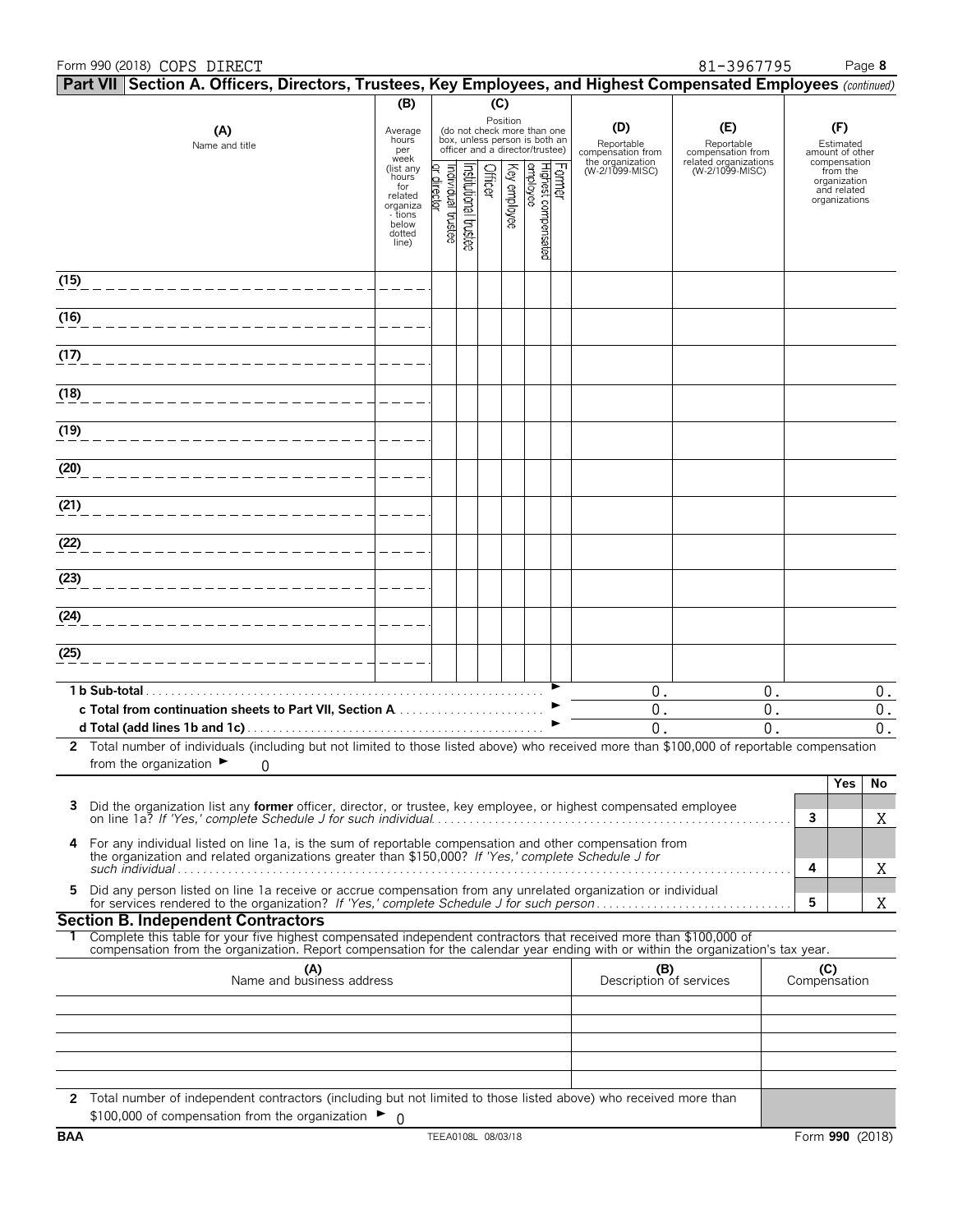Form 990 (2018) COPS DIRECT 81-3967795 Page 8

## Part VII Section A. Officers, Directors, Trustees, Key Employees, and Highest Compensated Employees *(continued)*

| (A) Name and title | (B) Average hours per week (list any hours for related organizations below dotted line) | (C) Position: Individual trustee or director | Institutional trustee | Officer | Key employee | Highest compensated employee | Former | (D) Reportable compensation from the organization (W-2/1099-MISC) | (E) Reportable compensation from related organizations (W-2/1099-MISC) | (F) Estimated amount of other compensation from the organization and related organizations |
|---|---|---|---|---|---|---|---|---|---|---|
| (15) | | | | | | | | | | |
| (16) | | | | | | | | | | |
| (17) | | | | | | | | | | |
| (18) | | | | | | | | | | |
| (19) | | | | | | | | | | |
| (20) | | | | | | | | | | |
| (21) | | | | | | | | | | |
| (22) | | | | | | | | | | |
| (23) | | | | | | | | | | |
| (24) | | | | | | | | | | |
| (25) | | | | | | | | | | |
| **1 b Sub-total** | | | | | | | | 0. | 0. | 0. |
| **c Total from continuation sheets to Part VII, Section A** | | | | | | | | 0. | 0. | 0. |
| **d Total (add lines 1b and 1c)** | | | | | | | | 0. | 0. | 0. |

**2** Total number of individuals (including but not limited to those listed above) who received more than $100,000 of reportable compensation from the organization ► 0

| | | | Yes | No |
|---|---|---|---|---|
| **3** | Did the organization list any **former** officer, director, or trustee, key employee, or highest compensated employee on line 1a? *If 'Yes,' complete Schedule J for such individual* | 3 | | X |
| **4** | For any individual listed on line 1a, is the sum of reportable compensation and other compensation from the organization and related organizations greater than $150,000? *If 'Yes,' complete Schedule J for such individual* | 4 | | X |
| **5** | Did any person listed on line 1a receive or accrue compensation from any unrelated organization or individual for services rendered to the organization? *If 'Yes,' complete Schedule J for such person* | 5 | | X |

### Section B. Independent Contractors

**1** Complete this table for your five highest compensated independent contractors that received more than $100,000 of compensation from the organization. Report compensation for the calendar year ending with or within the organization's tax year.

| (A) Name and business address | (B) Description of services | (C) Compensation |
|---|---|---|
| | | |
| | | |
| | | |
| | | |
| | | |

**2** Total number of independent contractors (including but not limited to those listed above) who received more than $100,000 of compensation from the organization ► 0

BAA TEEA0108L 08/03/18 Form **990** (2018)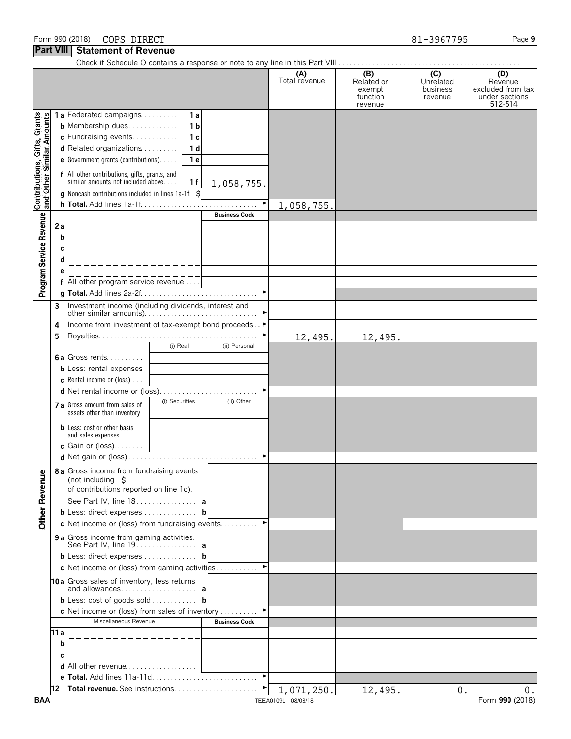Form 990 (2018) COPS DIRECT 81-3967795

## Part VIII Statement of Revenue

Check if Schedule O contains a response or note to any line in this Part VIII . . . . . . . . . . . . . . . . . . . . . . . . . . . . . . . . . . . . . . . . . . . . . . . ☐

| | | | (A) Total revenue | (B) Related or exempt function revenue | (C) Unrelated business revenue | (D) Revenue excluded from tax under sections 512-514 |
|---|---|---|---|---|---|---|
| **Contributions, Gifts, Grants and Other Similar Amounts** | | | | | | |
| 1a Federated campaigns | 1a | | | | | |
| b Membership dues | 1b | | | | | |
| c Fundraising events | 1c | | | | | |
| d Related organizations | 1d | | | | | |
| e Government grants (contributions) | 1e | | | | | |
| f All other contributions, gifts, grants, and similar amounts not included above | 1f | 1,058,755. | | | | |
| g Noncash contributions included in lines 1a-1f: $ | | | | | | |
| h **Total.** Add lines 1a-1f | | | 1,058,755. | | | |
| **Program Service Revenue** | | Business Code | | | | |
| 2a | | | | | | |
| b | | | | | | |
| c | | | | | | |
| d | | | | | | |
| e | | | | | | |
| f All other program service revenue | | | | | | |
| g **Total.** Add lines 2a-2f | | | | | | |
| 3 Investment income (including dividends, interest and other similar amounts) | | | | | | |
| 4 Income from investment of tax-exempt bond proceeds | | | | | | |
| 5 Royalties | | | 12,495. | 12,495. | | |
| | (i) Real | (ii) Personal | | | | |
| 6a Gross rents | | | | | | |
| b Less: rental expenses | | | | | | |
| c Rental income or (loss) | | | | | | |
| d Net rental income or (loss) | | | | | | |
| | (i) Securities | (ii) Other | | | | |
| 7a Gross amount from sales of assets other than inventory | | | | | | |
| b Less: cost or other basis and sales expenses | | | | | | |
| c Gain or (loss) | | | | | | |
| d Net gain or (loss) | | | | | | |
| **Other Revenue** | | | | | | |
| 8a Gross income from fundraising events (not including $ of contributions reported on line 1c). See Part IV, line 18 | a | | | | | |
| b Less: direct expenses | b | | | | | |
| c Net income or (loss) from fundraising events | | | | | | |
| 9a Gross income from gaming activities. See Part IV, line 19 | a | | | | | |
| b Less: direct expenses | b | | | | | |
| c Net income or (loss) from gaming activities | | | | | | |
| 10a Gross sales of inventory, less returns and allowances | a | | | | | |
| b Less: cost of goods sold | b | | | | | |
| c Net income or (loss) from sales of inventory | | | | | | |
| Miscellaneous Revenue | | Business Code | | | | |
| 11a | | | | | | |
| b | | | | | | |
| c | | | | | | |
| d All other revenue | | | | | | |
| e **Total.** Add lines 11a-11d | | | | | | |
| 12 **Total revenue.** See instructions | | | 1,071,250. | 12,495. | 0. | 0. |

BAA TEEA0109L 08/03/18 Form **990** (2018)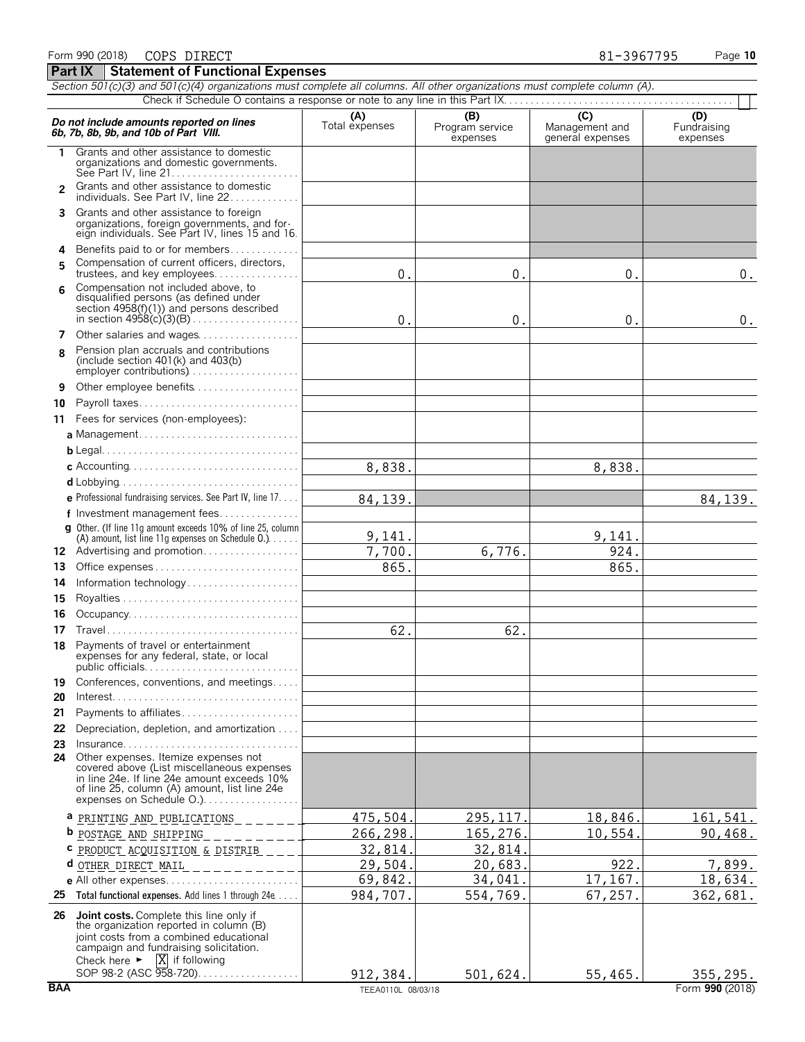Form 990 (2018) COPS DIRECT 81-3967795

## Part IX Statement of Functional Expenses

*Section 501(c)(3) and 501(c)(4) organizations must complete all columns. All other organizations must complete column (A).*

Check if Schedule O contains a response or note to any line in this Part IX

| *Do not include amounts reported on lines 6b, 7b, 8b, 9b, and 10b of Part VIII.* | (A) Total expenses | (B) Program service expenses | (C) Management and general expenses | (D) Fundraising expenses |
|---|---|---|---|---|
| 1 Grants and other assistance to domestic organizations and domestic governments. See Part IV, line 21 | | | | |
| 2 Grants and other assistance to domestic individuals. See Part IV, line 22 | | | | |
| 3 Grants and other assistance to foreign organizations, foreign governments, and foreign individuals. See Part IV, lines 15 and 16 | | | | |
| 4 Benefits paid to or for members | | | | |
| 5 Compensation of current officers, directors, trustees, and key employees | 0. | 0. | 0. | 0. |
| 6 Compensation not included above, to disqualified persons (as defined under section 4958(f)(1)) and persons described in section 4958(c)(3)(B) | 0. | 0. | 0. | 0. |
| 7 Other salaries and wages | | | | |
| 8 Pension plan accruals and contributions (include section 401(k) and 403(b) employer contributions) | | | | |
| 9 Other employee benefits | | | | |
| 10 Payroll taxes | | | | |
| 11 Fees for services (non-employees): | | | | |
| a Management | | | | |
| b Legal | | | | |
| c Accounting | 8,838. | | 8,838. | |
| d Lobbying | | | | |
| e Professional fundraising services. See Part IV, line 17 | 84,139. | | | 84,139. |
| f Investment management fees | | | | |
| g Other. (If line 11g amount exceeds 10% of line 25, column (A) amount, list line 11g expenses on Schedule O.) | 9,141. | | 9,141. | |
| 12 Advertising and promotion | 7,700. | 6,776. | 924. | |
| 13 Office expenses | 865. | | 865. | |
| 14 Information technology | | | | |
| 15 Royalties | | | | |
| 16 Occupancy | | | | |
| 17 Travel | 62. | 62. | | |
| 18 Payments of travel or entertainment expenses for any federal, state, or local public officials | | | | |
| 19 Conferences, conventions, and meetings | | | | |
| 20 Interest | | | | |
| 21 Payments to affiliates | | | | |
| 22 Depreciation, depletion, and amortization | | | | |
| 23 Insurance | | | | |
| 24 Other expenses. Itemize expenses not covered above (List miscellaneous expenses in line 24e. If line 24e amount exceeds 10% of line 25, column (A) amount, list line 24e expenses on Schedule O.) | | | | |
| a PRINTING AND PUBLICATIONS | 475,504. | 295,117. | 18,846. | 161,541. |
| b POSTAGE AND SHIPPING | 266,298. | 165,276. | 10,554. | 90,468. |
| c PRODUCT ACQUISITION & DISTRIB | 32,814. | 32,814. | | |
| d OTHER DIRECT MAIL | 29,504. | 20,683. | 922. | 7,899. |
| e All other expenses | 69,842. | 34,041. | 17,167. | 18,634. |
| 25 **Total functional expenses.** Add lines 1 through 24e | 984,707. | 554,769. | 67,257. | 362,681. |
| 26 **Joint costs.** Complete this line only if the organization reported in column (B) joint costs from a combined educational campaign and fundraising solicitation. Check here ► [X] if following SOP 98-2 (ASC 958-720) | 912,384. | 501,624. | 55,465. | 355,295. |

BAA TEEA0110L 08/03/18 Form **990** (2018)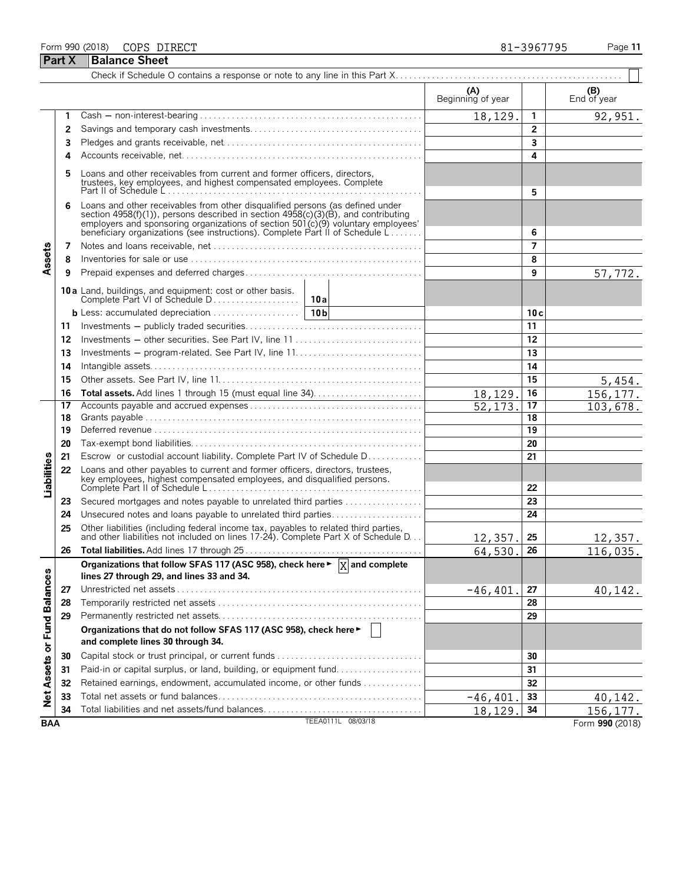Form 990 (2018) COPS DIRECT 81-3967795

## Part X Balance Sheet

Check if Schedule O contains a response or note to any line in this Part X. ☐

| Section | Line | Description | (A) Beginning of year | | (B) End of year |
|---|---|---|---|---|---|
| Assets | 1 | Cash — non-interest-bearing | 18,129. | 1 | 92,951. |
| | 2 | Savings and temporary cash investments | | 2 | |
| | 3 | Pledges and grants receivable, net | | 3 | |
| | 4 | Accounts receivable, net | | 4 | |
| | 5 | Loans and other receivables from current and former officers, directors, trustees, key employees, and highest compensated employees. Complete Part II of Schedule L | | 5 | |
| | 6 | Loans and other receivables from other disqualified persons (as defined under section 4958(f)(1)), persons described in section 4958(c)(3)(B), and contributing employers and sponsoring organizations of section 501(c)(9) voluntary employees' beneficiary organizations (see instructions). Complete Part II of Schedule L | | 6 | |
| | 7 | Notes and loans receivable, net | | 7 | |
| | 8 | Inventories for sale or use | | 8 | |
| | 9 | Prepaid expenses and deferred charges | | 9 | 57,772. |
| | 10a | Land, buildings, and equipment: cost or other basis. Complete Part VI of Schedule D — 10a | | | |
| | b | Less: accumulated depreciation — 10b | | 10c | |
| | 11 | Investments — publicly traded securities | | 11 | |
| | 12 | Investments — other securities. See Part IV, line 11 | | 12 | |
| | 13 | Investments — program-related. See Part IV, line 11 | | 13 | |
| | 14 | Intangible assets | | 14 | |
| | 15 | Other assets. See Part IV, line 11 | | 15 | 5,454. |
| | 16 | **Total assets.** Add lines 1 through 15 (must equal line 34) | 18,129. | 16 | 156,177. |
| Liabilities | 17 | Accounts payable and accrued expenses | 52,173. | 17 | 103,678. |
| | 18 | Grants payable | | 18 | |
| | 19 | Deferred revenue | | 19 | |
| | 20 | Tax-exempt bond liabilities | | 20 | |
| | 21 | Escrow or custodial account liability. Complete Part IV of Schedule D | | 21 | |
| | 22 | Loans and other payables to current and former officers, directors, trustees, key employees, highest compensated employees, and disqualified persons. Complete Part II of Schedule L | | 22 | |
| | 23 | Secured mortgages and notes payable to unrelated third parties | | 23 | |
| | 24 | Unsecured notes and loans payable to unrelated third parties | | 24 | |
| | 25 | Other liabilities (including federal income tax, payables to related third parties, and other liabilities not included on lines 17-24). Complete Part X of Schedule D | 12,357. | 25 | 12,357. |
| | 26 | **Total liabilities.** Add lines 17 through 25 | 64,530. | 26 | 116,035. |
| Net Assets or Fund Balances | | **Organizations that follow SFAS 117 (ASC 958), check here ▶ [X] and complete lines 27 through 29, and lines 33 and 34.** | | | |
| | 27 | Unrestricted net assets | -46,401. | 27 | 40,142. |
| | 28 | Temporarily restricted net assets | | 28 | |
| | 29 | Permanently restricted net assets | | 29 | |
| | | **Organizations that do not follow SFAS 117 (ASC 958), check here ▶ [ ] and complete lines 30 through 34.** | | | |
| | 30 | Capital stock or trust principal, or current funds | | 30 | |
| | 31 | Paid-in or capital surplus, or land, building, or equipment fund | | 31 | |
| | 32 | Retained earnings, endowment, accumulated income, or other funds | | 32 | |
| | 33 | Total net assets or fund balances | -46,401. | 33 | 40,142. |
| | 34 | Total liabilities and net assets/fund balances | 18,129. | 34 | 156,177. |

BAA TEEA0111L 08/03/18 Form **990** (2018)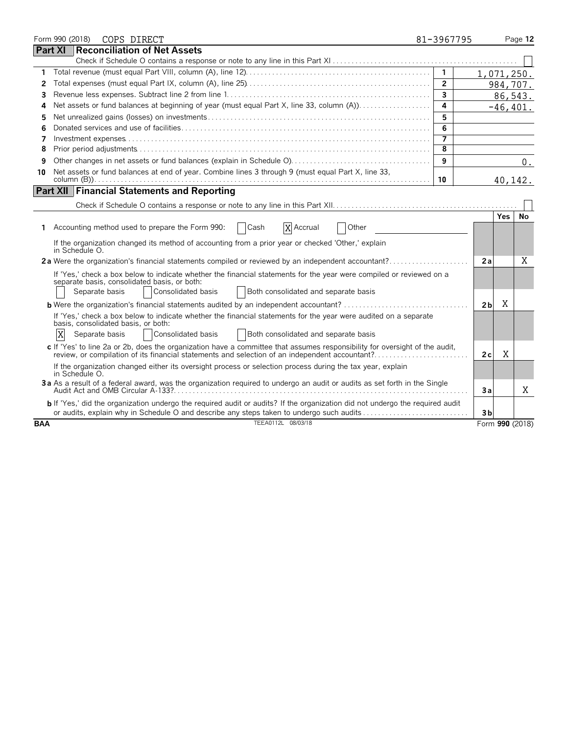Form 990 (2018) COPS DIRECT 81-3967795

## Part XI Reconciliation of Net Assets

Check if Schedule O contains a response or note to any line in this Part XI . . . . . . ☐

| | | | |
|---|---|---|---|
| 1 | Total revenue (must equal Part VIII, column (A), line 12) | 1 | 1,071,250. |
| 2 | Total expenses (must equal Part IX, column (A), line 25) | 2 | 984,707. |
| 3 | Revenue less expenses. Subtract line 2 from line 1 | 3 | 86,543. |
| 4 | Net assets or fund balances at beginning of year (must equal Part X, line 33, column (A)) | 4 | -46,401. |
| 5 | Net unrealized gains (losses) on investments | 5 | |
| 6 | Donated services and use of facilities | 6 | |
| 7 | Investment expenses | 7 | |
| 8 | Prior period adjustments | 8 | |
| 9 | Other changes in net assets or fund balances (explain in Schedule O) | 9 | 0. |
| 10 | Net assets or fund balances at end of year. Combine lines 3 through 9 (must equal Part X, line 33, column (B)) | 10 | 40,142. |

## Part XII Financial Statements and Reporting

Check if Schedule O contains a response or note to any line in this Part XII . . . . . . ☐

| | | | Yes | No |
|---|---|---|---|---|
| 1 | Accounting method used to prepare the Form 990: ☐ Cash ☒ Accrual ☐ Other<br>If the organization changed its method of accounting from a prior year or checked 'Other,' explain in Schedule O. | | | |
| 2a | Were the organization's financial statements compiled or reviewed by an independent accountant?<br>If 'Yes,' check a box below to indicate whether the financial statements for the year were compiled or reviewed on a separate basis, consolidated basis, or both:<br>☐ Separate basis ☐ Consolidated basis ☐ Both consolidated and separate basis | 2a | | X |
| b | Were the organization's financial statements audited by an independent accountant?<br>If 'Yes,' check a box below to indicate whether the financial statements for the year were audited on a separate basis, consolidated basis, or both:<br>☒ Separate basis ☐ Consolidated basis ☐ Both consolidated and separate basis | 2b | X | |
| c | If 'Yes' to line 2a or 2b, does the organization have a committee that assumes responsibility for oversight of the audit, review, or compilation of its financial statements and selection of an independent accountant?<br>If the organization changed either its oversight process or selection process during the tax year, explain in Schedule O. | 2c | X | |
| 3a | As a result of a federal award, was the organization required to undergo an audit or audits as set forth in the Single Audit Act and OMB Circular A-133? | 3a | | X |
| b | If 'Yes,' did the organization undergo the required audit or audits? If the organization did not undergo the required audit or audits, explain why in Schedule O and describe any steps taken to undergo such audits | 3b | | |

BAA TEEA0112L 08/03/18 Form 990 (2018)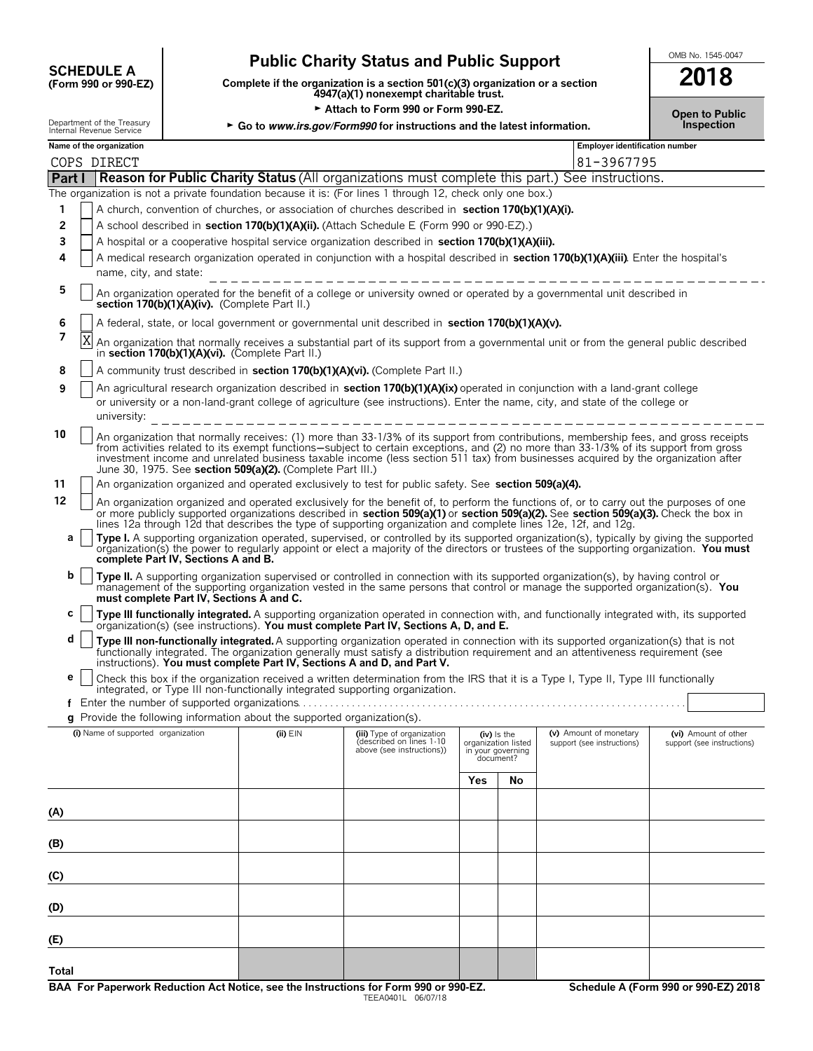**SCHEDULE A**
**(Form 990 or 990-EZ)**

Department of the Treasury
Internal Revenue Service

# Public Charity Status and Public Support

**Complete if the organization is a section 501(c)(3) organization or a section 4947(a)(1) nonexempt charitable trust.**

► **Attach to Form 990 or Form 990-EZ.**

► **Go to *www.irs.gov/Form990* for instructions and the latest information.**

OMB No. 1545-0047

**2018**

**Open to Public Inspection**

**Name of the organization:** COPS DIRECT

**Employer identification number:** 81-3967795

## Part I — Reason for Public Charity Status (All organizations must complete this part.) See instructions.

The organization is not a private foundation because it is: (For lines 1 through 12, check only one box.)

1. [ ] A church, convention of churches, or association of churches described in **section 170(b)(1)(A)(i).**
2. [ ] A school described in **section 170(b)(1)(A)(ii).** (Attach Schedule E (Form 990 or 990-EZ).)
3. [ ] A hospital or a cooperative hospital service organization described in **section 170(b)(1)(A)(iii).**
4. [ ] A medical research organization operated in conjunction with a hospital described in **section 170(b)(1)(A)(iii)**. Enter the hospital's name, city, and state: ______
5. [ ] An organization operated for the benefit of a college or university owned or operated by a governmental unit described in **section 170(b)(1)(A)(iv).** (Complete Part II.)
6. [ ] A federal, state, or local government or governmental unit described in **section 170(b)(1)(A)(v).**
7. [X] An organization that normally receives a substantial part of its support from a governmental unit or from the general public described in **section 170(b)(1)(A)(vi).** (Complete Part II.)
8. [ ] A community trust described in **section 170(b)(1)(A)(vi).** (Complete Part II.)
9. [ ] An agricultural research organization described in **section 170(b)(1)(A)(ix)** operated in conjunction with a land-grant college or university or a non-land-grant college of agriculture (see instructions). Enter the name, city, and state of the college or university: ______
10. [ ] An organization that normally receives: (1) more than 33-1/3% of its support from contributions, membership fees, and gross receipts from activities related to its exempt functions—subject to certain exceptions, and (2) no more than 33-1/3% of its support from gross investment income and unrelated business taxable income (less section 511 tax) from businesses acquired by the organization after June 30, 1975. See **section 509(a)(2).** (Complete Part III.)
11. [ ] An organization organized and operated exclusively to test for public safety. See **section 509(a)(4).**
12. [ ] An organization organized and operated exclusively for the benefit of, to perform the functions of, or to carry out the purposes of one or more publicly supported organizations described in **section 509(a)(1)** or **section 509(a)(2).** See **section 509(a)(3).** Check the box in lines 12a through 12d that describes the type of supporting organization and complete lines 12e, 12f, and 12g.
   - **a** [ ] **Type I.** A supporting organization operated, supervised, or controlled by its supported organization(s), typically by giving the supported organization(s) the power to regularly appoint or elect a majority of the directors or trustees of the supporting organization. **You must complete Part IV, Sections A and B.**
   - **b** [ ] **Type II.** A supporting organization supervised or controlled in connection with its supported organization(s), by having control or management of the supporting organization vested in the same persons that control or manage the supported organization(s). **You must complete Part IV, Sections A and C.**
   - **c** [ ] **Type III functionally integrated.** A supporting organization operated in connection with, and functionally integrated with, its supported organization(s) (see instructions). **You must complete Part IV, Sections A, D, and E.**
   - **d** [ ] **Type III non-functionally integrated.** A supporting organization operated in connection with its supported organization(s) that is not functionally integrated. The organization generally must satisfy a distribution requirement and an attentiveness requirement (see instructions). **You must complete Part IV, Sections A and D, and Part V.**
   - **e** [ ] Check this box if the organization received a written determination from the IRS that it is a Type I, Type II, Type III functionally integrated, or Type III non-functionally integrated supporting organization.
   - **f** Enter the number of supported organizations ______
   - **g** Provide the following information about the supported organization(s).

| (i) Name of supported organization | (ii) EIN | (iii) Type of organization (described on lines 1-10 above (see instructions)) | (iv) Is the organization listed in your governing document? Yes | No | (v) Amount of monetary support (see instructions) | (vi) Amount of other support (see instructions) |
|---|---|---|---|---|---|---|
| (A) | | | | | | |
| (B) | | | | | | |
| (C) | | | | | | |
| (D) | | | | | | |
| (E) | | | | | | |
| Total | | | | | | |

**BAA For Paperwork Reduction Act Notice, see the Instructions for Form 990 or 990-EZ.** TEEA0401L 06/07/18 **Schedule A (Form 990 or 990-EZ) 2018**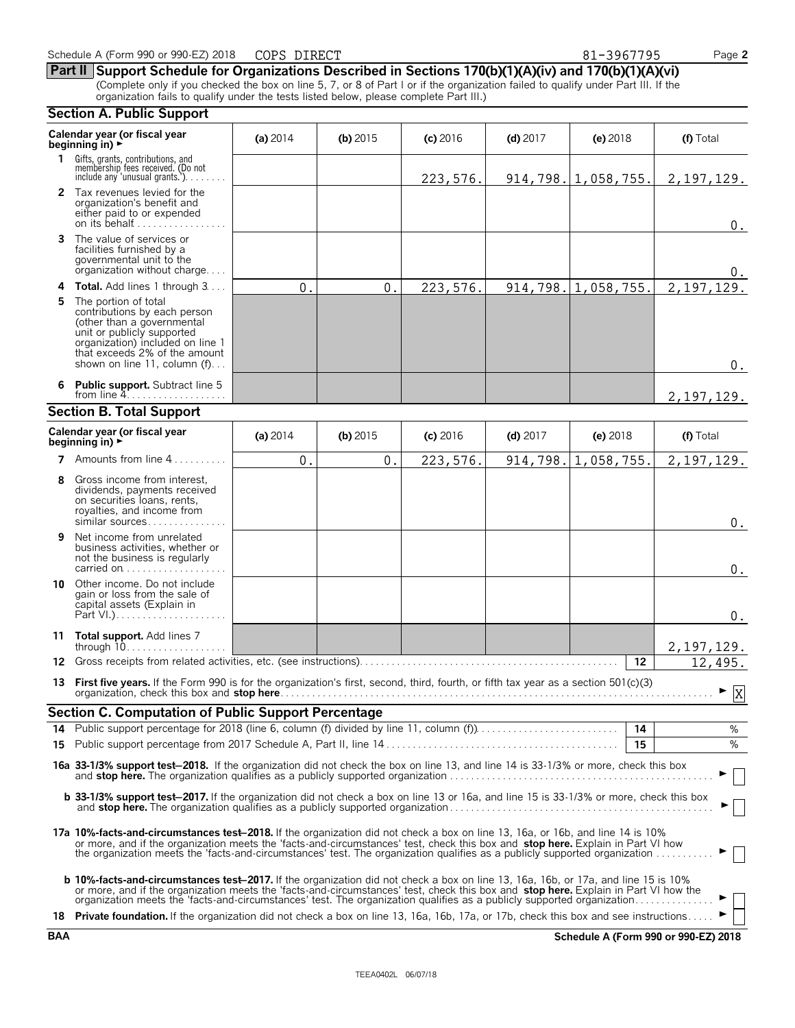Schedule A (Form 990 or 990-EZ) 2018 COPS DIRECT 81-3967795

## Part II Support Schedule for Organizations Described in Sections 170(b)(1)(A)(iv) and 170(b)(1)(A)(vi)

(Complete only if you checked the box on line 5, 7, or 8 of Part I or if the organization failed to qualify under Part III. If the organization fails to qualify under the tests listed below, please complete Part III.)

### Section A. Public Support

| Calendar year (or fiscal year beginning in) ► | (a) 2014 | (b) 2015 | (c) 2016 | (d) 2017 | (e) 2018 | (f) Total |
|---|---|---|---|---|---|---|
| **1** Gifts, grants, contributions, and membership fees received. (Do not include any 'unusual grants.') | | | 223,576. | 914,798. | 1,058,755. | 2,197,129. |
| **2** Tax revenues levied for the organization's benefit and either paid to or expended on its behalf | | | | | | 0. |
| **3** The value of services or facilities furnished by a governmental unit to the organization without charge | | | | | | 0. |
| **4 Total.** Add lines 1 through 3 | 0. | 0. | 223,576. | 914,798. | 1,058,755. | 2,197,129. |
| **5** The portion of total contributions by each person (other than a governmental unit or publicly supported organization) included on line 1 that exceeds 2% of the amount shown on line 11, column (f) | | | | | | 0. |
| **6 Public support.** Subtract line 5 from line 4 | | | | | | 2,197,129. |

### Section B. Total Support

| Calendar year (or fiscal year beginning in) ► | (a) 2014 | (b) 2015 | (c) 2016 | (d) 2017 | (e) 2018 | (f) Total |
|---|---|---|---|---|---|---|
| **7** Amounts from line 4 | 0. | 0. | 223,576. | 914,798. | 1,058,755. | 2,197,129. |
| **8** Gross income from interest, dividends, payments received on securities loans, rents, royalties, and income from similar sources | | | | | | 0. |
| **9** Net income from unrelated business activities, whether or not the business is regularly carried on | | | | | | 0. |
| **10** Other income. Do not include gain or loss from the sale of capital assets (Explain in Part VI.) | | | | | | 0. |
| **11 Total support.** Add lines 7 through 10 | | | | | | 2,197,129. |

**12** Gross receipts from related activities, etc. (see instructions) **12** 12,495.

**13 First five years.** If the Form 990 is for the organization's first, second, third, fourth, or fifth tax year as a section 501(c)(3) organization, check this box and **stop here** ► [X]

### Section C. Computation of Public Support Percentage

**14** Public support percentage for 2018 (line 6, column (f) divided by line 11, column (f)) **14** %

**15** Public support percentage from 2017 Schedule A, Part II, line 14 **15** %

**16a 33-1/3% support test–2018.** If the organization did not check the box on line 13, and line 14 is 33-1/3% or more, check this box and **stop here.** The organization qualifies as a publicly supported organization ► [ ]

**b 33-1/3% support test–2017.** If the organization did not check a box on line 13 or 16a, and line 15 is 33-1/3% or more, check this box and **stop here.** The organization qualifies as a publicly supported organization ► [ ]

**17a 10%-facts-and-circumstances test–2018.** If the organization did not check a box on line 13, 16a, or 16b, and line 14 is 10% or more, and if the organization meets the 'facts-and-circumstances' test, check this box and **stop here.** Explain in Part VI how the organization meets the 'facts-and-circumstances' test. The organization qualifies as a publicly supported organization ► [ ]

**b 10%-facts-and-circumstances test–2017.** If the organization did not check a box on line 13, 16a, 16b, or 17a, and line 15 is 10% or more, and if the organization meets the 'facts-and-circumstances' test, check this box and **stop here.** Explain in Part VI how the organization meets the 'facts-and-circumstances' test. The organization qualifies as a publicly supported organization ► [ ]

**18 Private foundation.** If the organization did not check a box on line 13, 16a, 16b, 17a, or 17b, check this box and see instructions ► [ ]

**BAA** **Schedule A (Form 990 or 990-EZ) 2018**

TEEA0402L 06/07/18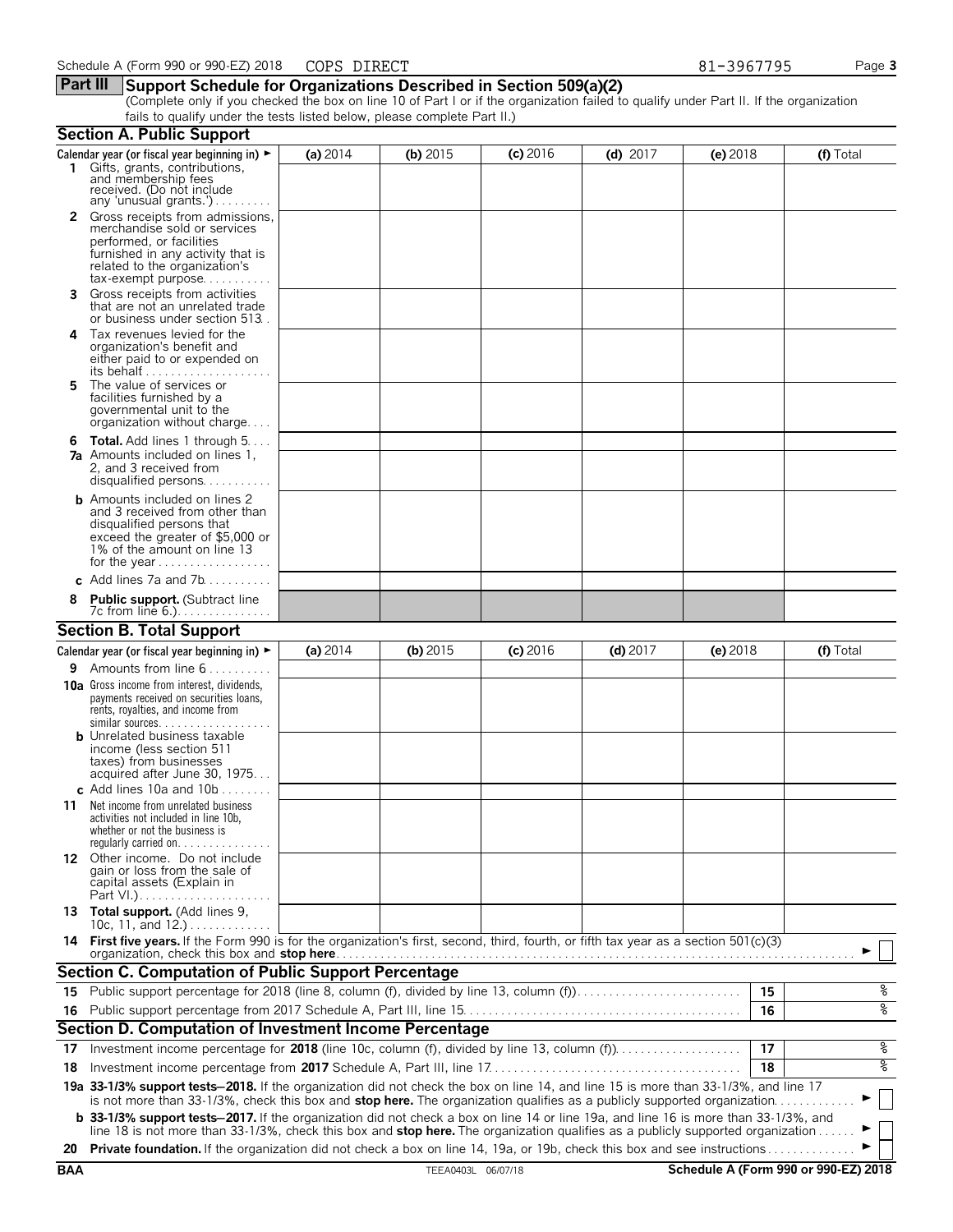Schedule A (Form 990 or 990-EZ) 2018 COPS DIRECT 81-3967795

## Part III Support Schedule for Organizations Described in Section 509(a)(2)

(Complete only if you checked the box on line 10 of Part I or if the organization failed to qualify under Part II. If the organization fails to qualify under the tests listed below, please complete Part II.)

### Section A. Public Support

| Calendar year (or fiscal year beginning in) ► | (a) 2014 | (b) 2015 | (c) 2016 | (d) 2017 | (e) 2018 | (f) Total |
|---|---|---|---|---|---|---|
| 1 Gifts, grants, contributions, and membership fees received. (Do not include any 'unusual grants.') | | | | | | |
| 2 Gross receipts from admissions, merchandise sold or services performed, or facilities furnished in any activity that is related to the organization's tax-exempt purpose | | | | | | |
| 3 Gross receipts from activities that are not an unrelated trade or business under section 513 | | | | | | |
| 4 Tax revenues levied for the organization's benefit and either paid to or expended on its behalf | | | | | | |
| 5 The value of services or facilities furnished by a governmental unit to the organization without charge | | | | | | |
| 6 Total. Add lines 1 through 5 | | | | | | |
| 7a Amounts included on lines 1, 2, and 3 received from disqualified persons | | | | | | |
| b Amounts included on lines 2 and 3 received from other than disqualified persons that exceed the greater of $5,000 or 1% of the amount on line 13 for the year | | | | | | |
| c Add lines 7a and 7b | | | | | | |
| 8 Public support. (Subtract line 7c from line 6.) | | | | | | |

### Section B. Total Support

| Calendar year (or fiscal year beginning in) ► | (a) 2014 | (b) 2015 | (c) 2016 | (d) 2017 | (e) 2018 | (f) Total |
|---|---|---|---|---|---|---|
| 9 Amounts from line 6 | | | | | | |
| 10a Gross income from interest, dividends, payments received on securities loans, rents, royalties, and income from similar sources | | | | | | |
| b Unrelated business taxable income (less section 511 taxes) from businesses acquired after June 30, 1975 | | | | | | |
| c Add lines 10a and 10b | | | | | | |
| 11 Net income from unrelated business activities not included in line 10b, whether or not the business is regularly carried on | | | | | | |
| 12 Other income. Do not include gain or loss from the sale of capital assets (Explain in Part VI.) | | | | | | |
| 13 Total support. (Add lines 9, 10c, 11, and 12.) | | | | | | |

14 **First five years.** If the Form 990 is for the organization's first, second, third, fourth, or fifth tax year as a section 501(c)(3) organization, check this box and **stop here** ► ☐

### Section C. Computation of Public Support Percentage

| | | | |
|---|---|---|---|
| 15 | Public support percentage for 2018 (line 8, column (f), divided by line 13, column (f)) | 15 | % |
| 16 | Public support percentage from 2017 Schedule A, Part III, line 15 | 16 | % |

### Section D. Computation of Investment Income Percentage

| | | | |
|---|---|---|---|
| 17 | Investment income percentage for **2018** (line 10c, column (f), divided by line 13, column (f)) | 17 | % |
| 18 | Investment income percentage from **2017** Schedule A, Part III, line 17 | 18 | % |

**19a 33-1/3% support tests—2018.** If the organization did not check the box on line 14, and line 15 is more than 33-1/3%, and line 17 is not more than 33-1/3%, check this box and **stop here.** The organization qualifies as a publicly supported organization ► ☐

**b 33-1/3% support tests—2017.** If the organization did not check a box on line 14 or line 19a, and line 16 is more than 33-1/3%, and line 18 is not more than 33-1/3%, check this box and **stop here.** The organization qualifies as a publicly supported organization ► ☐

**20 Private foundation.** If the organization did not check a box on line 14, 19a, or 19b, check this box and see instructions ► ☐

BAA TEEA0403L 06/07/18 Schedule A (Form 990 or 990-EZ) 2018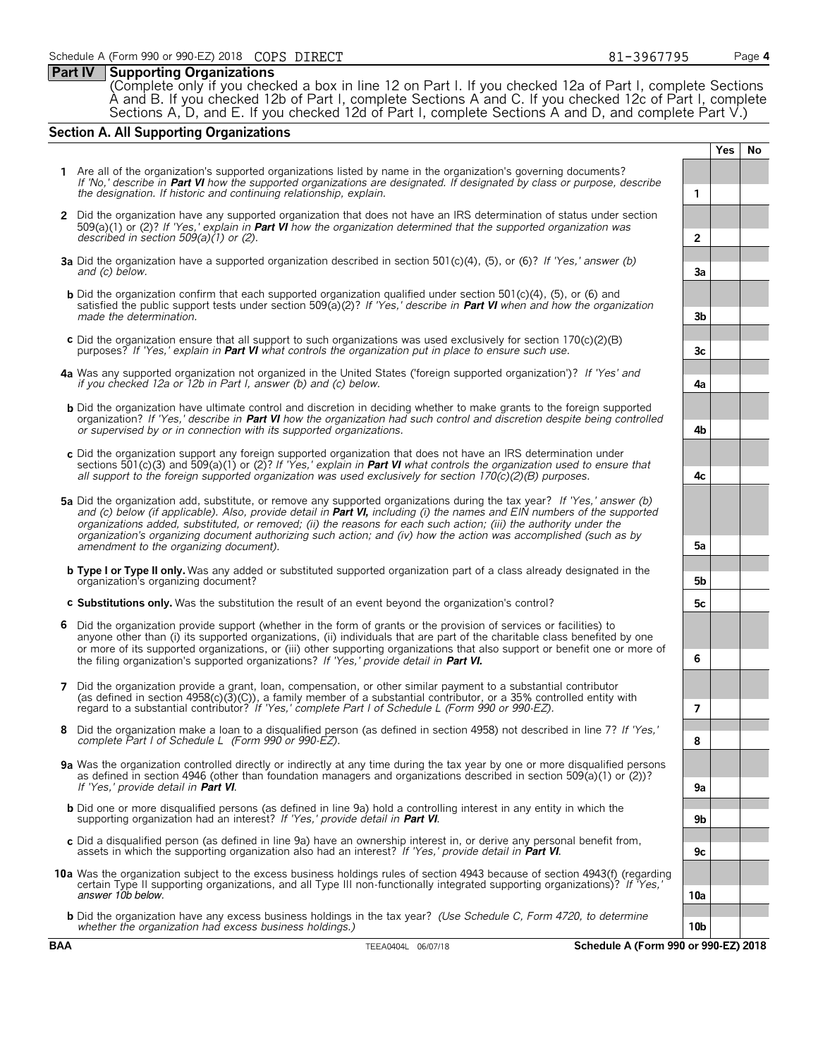Schedule A (Form 990 or 990-EZ) 2018 COPS DIRECT 81-3967795

## Part IV Supporting Organizations

(Complete only if you checked a box in line 12 on Part I. If you checked 12a of Part I, complete Sections A and B. If you checked 12b of Part I, complete Sections A and C. If you checked 12c of Part I, complete Sections A, D, and E. If you checked 12d of Part I, complete Sections A and D, and complete Part V.)

### Section A. All Supporting Organizations

| | | | Yes | No |
|---|---|---|---|---|
| **1** | Are all of the organization's supported organizations listed by name in the organization's governing documents? *If 'No,' describe in **Part VI** how the supported organizations are designated. If designated by class or purpose, describe the designation. If historic and continuing relationship, explain.* | 1 | | |
| **2** | Did the organization have any supported organization that does not have an IRS determination of status under section 509(a)(1) or (2)? *If 'Yes,' explain in **Part VI** how the organization determined that the supported organization was described in section 509(a)(1) or (2).* | 2 | | |
| **3a** | Did the organization have a supported organization described in section 501(c)(4), (5), or (6)? *If 'Yes,' answer (b) and (c) below.* | 3a | | |
| **b** | Did the organization confirm that each supported organization qualified under section 501(c)(4), (5), or (6) and satisfied the public support tests under section 509(a)(2)? *If 'Yes,' describe in **Part VI** when and how the organization made the determination.* | 3b | | |
| **c** | Did the organization ensure that all support to such organizations was used exclusively for section 170(c)(2)(B) purposes? *If 'Yes,' explain in **Part VI** what controls the organization put in place to ensure such use.* | 3c | | |
| **4a** | Was any supported organization not organized in the United States ('foreign supported organization')? *If 'Yes' and if you checked 12a or 12b in Part I, answer (b) and (c) below.* | 4a | | |
| **b** | Did the organization have ultimate control and discretion in deciding whether to make grants to the foreign supported organization? *If 'Yes,' describe in **Part VI** how the organization had such control and discretion despite being controlled or supervised by or in connection with its supported organizations.* | 4b | | |
| **c** | Did the organization support any foreign supported organization that does not have an IRS determination under sections 501(c)(3) and 509(a)(1) or (2)? *If 'Yes,' explain in **Part VI** what controls the organization used to ensure that all support to the foreign supported organization was used exclusively for section 170(c)(2)(B) purposes.* | 4c | | |
| **5a** | Did the organization add, substitute, or remove any supported organizations during the tax year? *If 'Yes,' answer (b) and (c) below (if applicable). Also, provide detail in **Part VI,** including (i) the names and EIN numbers of the supported organizations added, substituted, or removed; (ii) the reasons for each such action; (iii) the authority under the organization's organizing document authorizing such action; and (iv) how the action was accomplished (such as by amendment to the organizing document).* | 5a | | |
| **b** | **Type I or Type II only.** Was any added or substituted supported organization part of a class already designated in the organization's organizing document? | 5b | | |
| **c** | **Substitutions only.** Was the substitution the result of an event beyond the organization's control? | 5c | | |
| **6** | Did the organization provide support (whether in the form of grants or the provision of services or facilities) to anyone other than (i) its supported organizations, (ii) individuals that are part of the charitable class benefited by one or more of its supported organizations, or (iii) other supporting organizations that also support or benefit one or more of the filing organization's supported organizations? *If 'Yes,' provide detail in **Part VI.*** | 6 | | |
| **7** | Did the organization provide a grant, loan, compensation, or other similar payment to a substantial contributor (as defined in section 4958(c)(3)(C)), a family member of a substantial contributor, or a 35% controlled entity with regard to a substantial contributor? *If 'Yes,' complete Part I of Schedule L (Form 990 or 990-EZ).* | 7 | | |
| **8** | Did the organization make a loan to a disqualified person (as defined in section 4958) not described in line 7? *If 'Yes,' complete Part I of Schedule L (Form 990 or 990-EZ).* | 8 | | |
| **9a** | Was the organization controlled directly or indirectly at any time during the tax year by one or more disqualified persons as defined in section 4946 (other than foundation managers and organizations described in section 509(a)(1) or (2))? *If 'Yes,' provide detail in **Part VI**.* | 9a | | |
| **b** | Did one or more disqualified persons (as defined in line 9a) hold a controlling interest in any entity in which the supporting organization had an interest? *If 'Yes,' provide detail in **Part VI**.* | 9b | | |
| **c** | Did a disqualified person (as defined in line 9a) have an ownership interest in, or derive any personal benefit from, assets in which the supporting organization also had an interest? *If 'Yes,' provide detail in **Part VI**.* | 9c | | |
| **10a** | Was the organization subject to the excess business holdings rules of section 4943 because of section 4943(f) (regarding certain Type II supporting organizations, and all Type III non-functionally integrated supporting organizations)? *If 'Yes,' answer 10b below.* | 10a | | |
| **b** | Did the organization have any excess business holdings in the tax year? *(Use Schedule C, Form 4720, to determine whether the organization had excess business holdings.)* | 10b | | |

BAA TEEA0404L 06/07/18 Schedule A (Form 990 or 990-EZ) 2018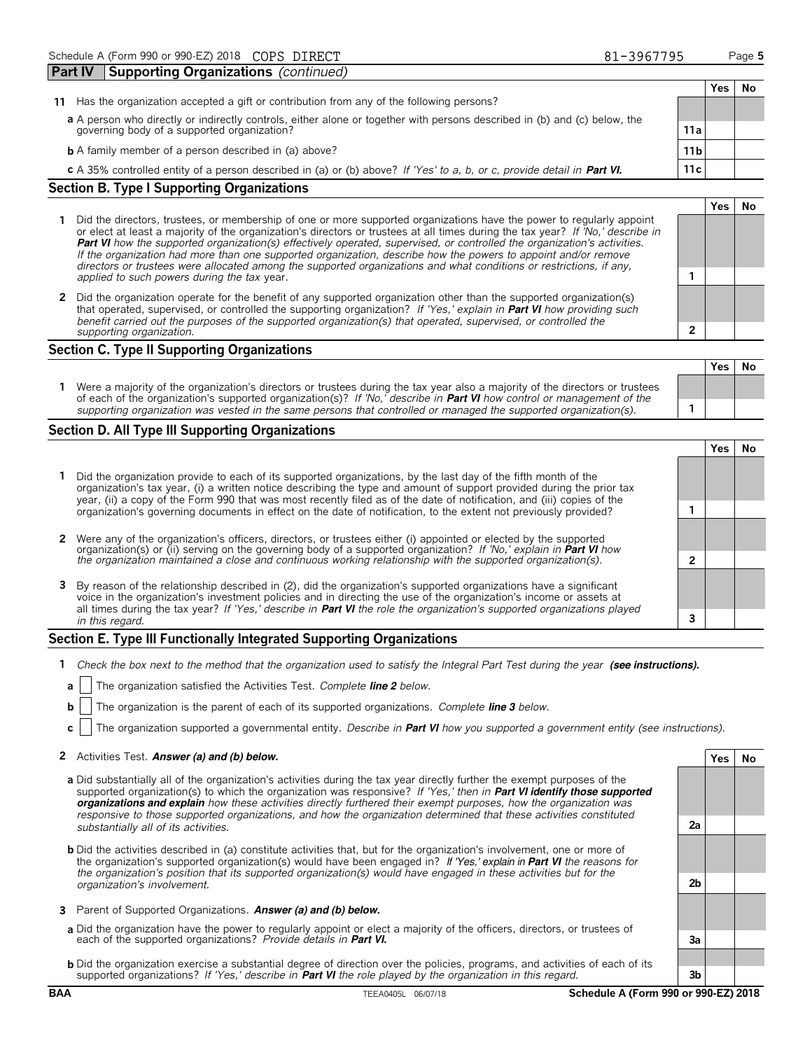Schedule A (Form 990 or 990-EZ) 2018 COPS DIRECT 81-3967795

## Part IV Supporting Organizations *(continued)*

| | | Yes | No |
|---|---|---|---|
| **11** Has the organization accepted a gift or contribution from any of the following persons? | | | |
| **a** A person who directly or indirectly controls, either alone or together with persons described in (b) and (c) below, the governing body of a supported organization? | 11a | | |
| **b** A family member of a person described in (a) above? | 11b | | |
| **c** A 35% controlled entity of a person described in (a) or (b) above? *If 'Yes' to a, b, or c, provide detail in* ***Part VI.*** | 11c | | |

### Section B. Type I Supporting Organizations

| | | Yes | No |
|---|---|---|---|
| **1** Did the directors, trustees, or membership of one or more supported organizations have the power to regularly appoint or elect at least a majority of the organization's directors or trustees at all times during the tax year? *If 'No,' describe in* ***Part VI*** *how the supported organization(s) effectively operated, supervised, or controlled the organization's activities. If the organization had more than one supported organization, describe how the powers to appoint and/or remove directors or trustees were allocated among the supported organizations and what conditions or restrictions, if any, applied to such powers during the tax* year. | 1 | | |
| **2** Did the organization operate for the benefit of any supported organization other than the supported organization(s) that operated, supervised, or controlled the supporting organization? *If 'Yes,' explain in* ***Part VI*** *how providing such benefit carried out the purposes of the supported organization(s) that operated, supervised, or controlled the supporting organization.* | 2 | | |

### Section C. Type II Supporting Organizations

| | | Yes | No |
|---|---|---|---|
| **1** Were a majority of the organization's directors or trustees during the tax year also a majority of the directors or trustees of each of the organization's supported organization(s)? *If 'No,' describe in* ***Part VI*** *how control or management of the supporting organization was vested in the same persons that controlled or managed the supported organization(s).* | 1 | | |

### Section D. All Type III Supporting Organizations

| | | Yes | No |
|---|---|---|---|
| **1** Did the organization provide to each of its supported organizations, by the last day of the fifth month of the organization's tax year, (i) a written notice describing the type and amount of support provided during the prior tax year, (ii) a copy of the Form 990 that was most recently filed as of the date of notification, and (iii) copies of the organization's governing documents in effect on the date of notification, to the extent not previously provided? | 1 | | |
| **2** Were any of the organization's officers, directors, or trustees either (i) appointed or elected by the supported organization(s) or (ii) serving on the governing body of a supported organization? *If 'No,' explain in* ***Part VI*** *how the organization maintained a close and continuous working relationship with the supported organization(s).* | 2 | | |
| **3** By reason of the relationship described in (2), did the organization's supported organizations have a significant voice in the organization's investment policies and in directing the use of the organization's income or assets at all times during the tax year? *If 'Yes,' describe in* ***Part VI*** *the role the organization's supported organizations played in this regard.* | 3 | | |

### Section E. Type III Functionally Integrated Supporting Organizations

**1** *Check the box next to the method that the organization used to satisfy the Integral Part Test during the year* ***(see instructions).***

**a** ☐ The organization satisfied the Activities Test. *Complete* ***line 2*** *below.*

**b** ☐ The organization is the parent of each of its supported organizations. *Complete* ***line 3*** *below.*

**c** ☐ The organization supported a governmental entity. *Describe in* ***Part VI*** *how you supported a government entity (see instructions).*

| | | Yes | No |
|---|---|---|---|
| **2** Activities Test. ***Answer (a) and (b) below.*** | | | |
| **a** Did substantially all of the organization's activities during the tax year directly further the exempt purposes of the supported organization(s) to which the organization was responsive? *If 'Yes,' then in* ***Part VI identify those supported organizations and explain*** *how these activities directly furthered their exempt purposes, how the organization was responsive to those supported organizations, and how the organization determined that these activities constituted substantially all of its activities.* | 2a | | |
| **b** Did the activities described in (a) constitute activities that, but for the organization's involvement, one or more of the organization's supported organization(s) would have been engaged in? *If 'Yes,' explain in* ***Part VI*** *the reasons for the organization's position that its supported organization(s) would have engaged in these activities but for the organization's involvement.* | 2b | | |
| **3** Parent of Supported Organizations. ***Answer (a) and (b) below.*** | | | |
| **a** Did the organization have the power to regularly appoint or elect a majority of the officers, directors, or trustees of each of the supported organizations? *Provide details in* ***Part VI.*** | 3a | | |
| **b** Did the organization exercise a substantial degree of direction over the policies, programs, and activities of each of its supported organizations? *If 'Yes,' describe in* ***Part VI*** *the role played by the organization in this regard.* | 3b | | |

BAA TEEA0405L 06/07/18 Schedule A (Form 990 or 990-EZ) 2018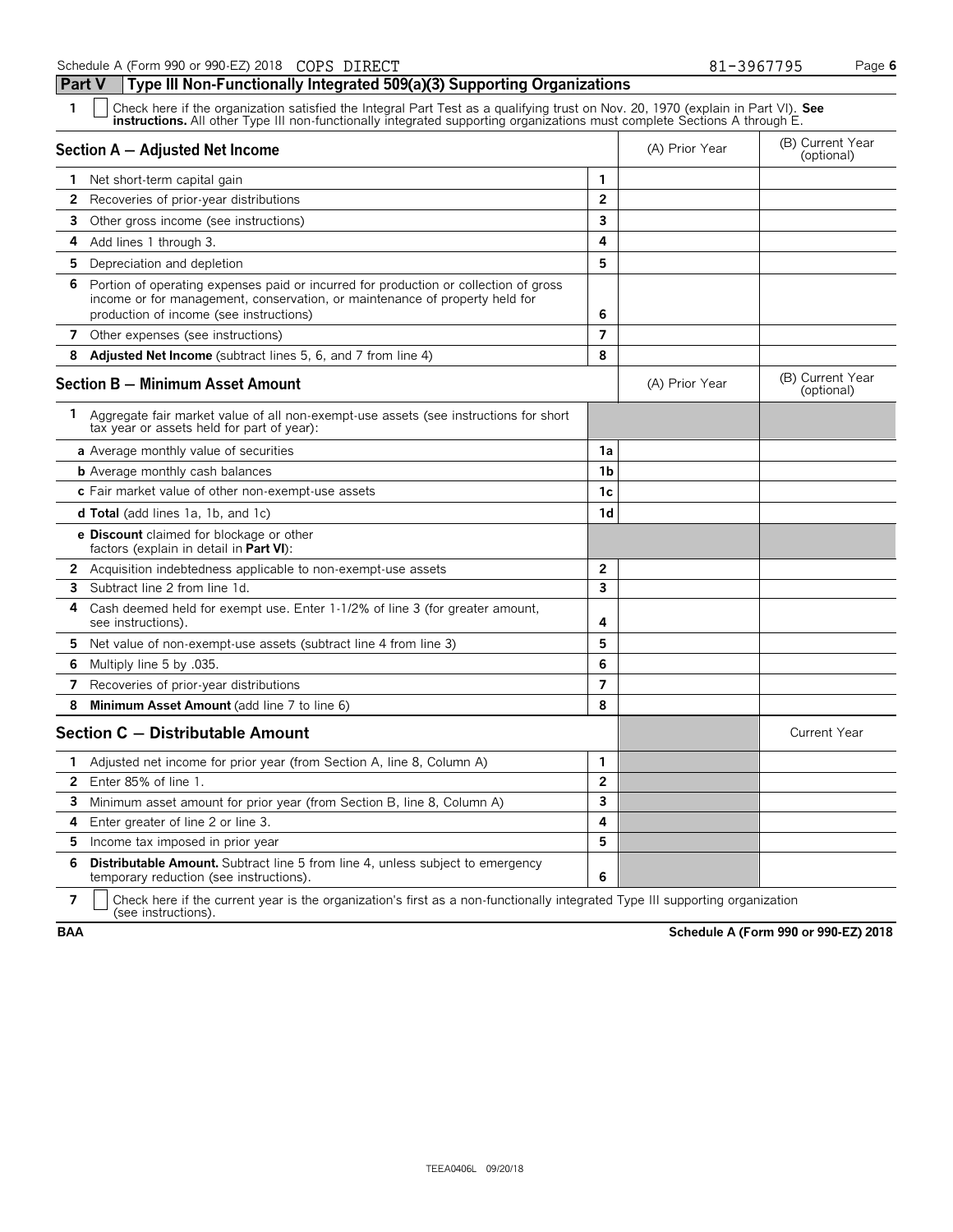Schedule A (Form 990 or 990-EZ) 2018 COPS DIRECT 81-3967795

## Part V Type III Non-Functionally Integrated 509(a)(3) Supporting Organizations

1 ☐ Check here if the organization satisfied the Integral Part Test as a qualifying trust on Nov. 20, 1970 (explain in Part VI). **See instructions.** All other Type III non-functionally integrated supporting organizations must complete Sections A through E.

| Section A — Adjusted Net Income | | (A) Prior Year | (B) Current Year (optional) |
|---|---|---|---|
| **1** Net short-term capital gain | 1 | | |
| **2** Recoveries of prior-year distributions | 2 | | |
| **3** Other gross income (see instructions) | 3 | | |
| **4** Add lines 1 through 3. | 4 | | |
| **5** Depreciation and depletion | 5 | | |
| **6** Portion of operating expenses paid or incurred for production or collection of gross income or for management, conservation, or maintenance of property held for production of income (see instructions) | 6 | | |
| **7** Other expenses (see instructions) | 7 | | |
| **8** **Adjusted Net Income** (subtract lines 5, 6, and 7 from line 4) | 8 | | |

| Section B — Minimum Asset Amount | | (A) Prior Year | (B) Current Year (optional) |
|---|---|---|---|
| **1** Aggregate fair market value of all non-exempt-use assets (see instructions for short tax year or assets held for part of year): | | | |
| **a** Average monthly value of securities | 1a | | |
| **b** Average monthly cash balances | 1b | | |
| **c** Fair market value of other non-exempt-use assets | 1c | | |
| **d Total** (add lines 1a, 1b, and 1c) | 1d | | |
| **e Discount** claimed for blockage or other factors (explain in detail in **Part VI**): | | | |
| **2** Acquisition indebtedness applicable to non-exempt-use assets | 2 | | |
| **3** Subtract line 2 from line 1d. | 3 | | |
| **4** Cash deemed held for exempt use. Enter 1-1/2% of line 3 (for greater amount, see instructions). | 4 | | |
| **5** Net value of non-exempt-use assets (subtract line 4 from line 3) | 5 | | |
| **6** Multiply line 5 by .035. | 6 | | |
| **7** Recoveries of prior-year distributions | 7 | | |
| **8** **Minimum Asset Amount** (add line 7 to line 6) | 8 | | |

| Section C — Distributable Amount | | | Current Year |
|---|---|---|---|
| **1** Adjusted net income for prior year (from Section A, line 8, Column A) | 1 | | |
| **2** Enter 85% of line 1. | 2 | | |
| **3** Minimum asset amount for prior year (from Section B, line 8, Column A) | 3 | | |
| **4** Enter greater of line 2 or line 3. | 4 | | |
| **5** Income tax imposed in prior year | 5 | | |
| **6** **Distributable Amount.** Subtract line 5 from line 4, unless subject to emergency temporary reduction (see instructions). | 6 | | |

7 ☐ Check here if the current year is the organization's first as a non-functionally integrated Type III supporting organization (see instructions).

BAA Schedule A (Form 990 or 990-EZ) 2018

TEEA0406L 09/20/18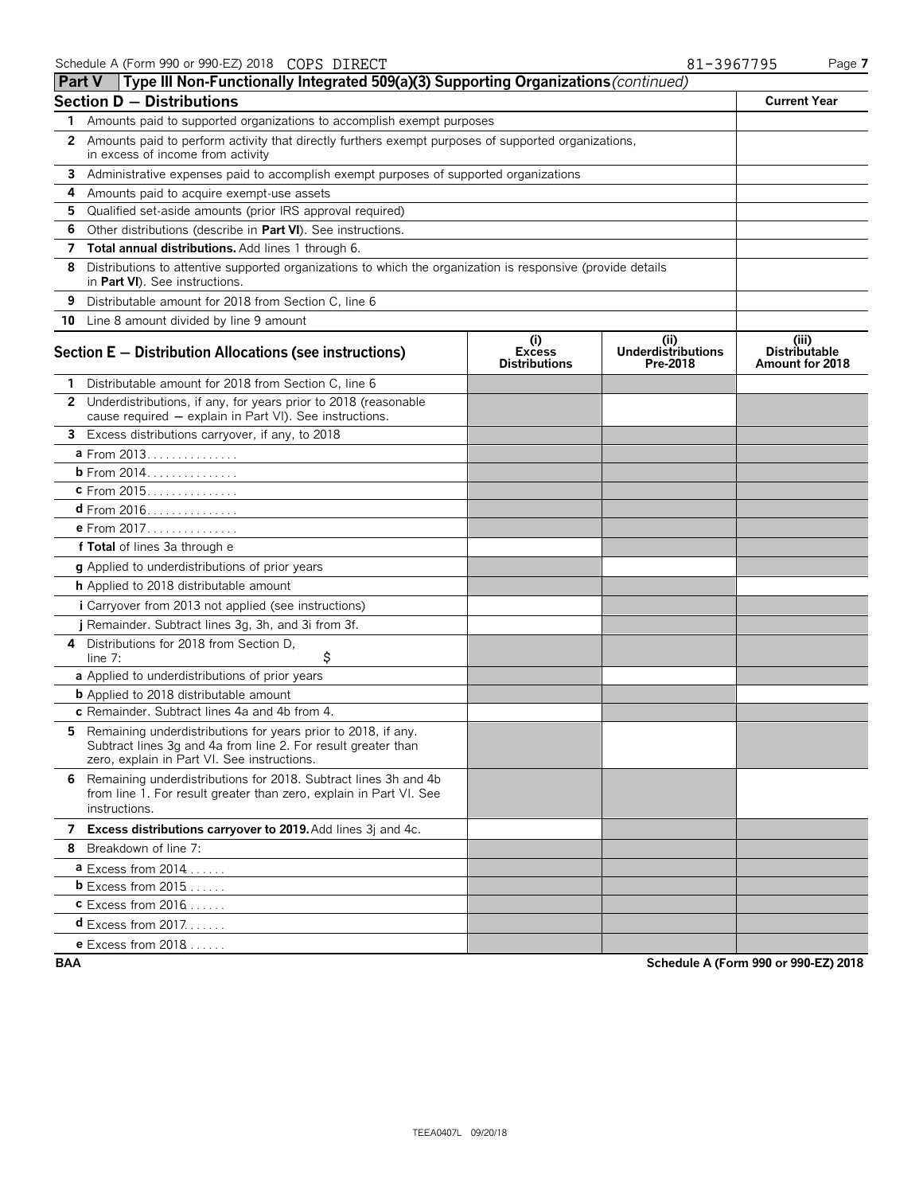Schedule A (Form 990 or 990-EZ) 2018 COPS DIRECT 81-3967795

## Part V — Type III Non-Functionally Integrated 509(a)(3) Supporting Organizations *(continued)*

| Section D — Distributions | Current Year |
|---|---|
| **1** Amounts paid to supported organizations to accomplish exempt purposes | |
| **2** Amounts paid to perform activity that directly furthers exempt purposes of supported organizations, in excess of income from activity | |
| **3** Administrative expenses paid to accomplish exempt purposes of supported organizations | |
| **4** Amounts paid to acquire exempt-use assets | |
| **5** Qualified set-aside amounts (prior IRS approval required) | |
| **6** Other distributions (describe in **Part VI**). See instructions. | |
| **7** **Total annual distributions.** Add lines 1 through 6. | |
| **8** Distributions to attentive supported organizations to which the organization is responsive (provide details in **Part VI**). See instructions. | |
| **9** Distributable amount for 2018 from Section C, line 6 | |
| **10** Line 8 amount divided by line 9 amount | |

| Section E — Distribution Allocations (see instructions) | (i) Excess Distributions | (ii) Underdistributions Pre-2018 | (iii) Distributable Amount for 2018 |
|---|---|---|---|
| **1** Distributable amount for 2018 from Section C, line 6 | | | |
| **2** Underdistributions, if any, for years prior to 2018 (reasonable cause required — explain in Part VI). See instructions. | | | |
| **3** Excess distributions carryover, if any, to 2018 | | | |
| **a** From 2013 | | | |
| **b** From 2014 | | | |
| **c** From 2015 | | | |
| **d** From 2016 | | | |
| **e** From 2017 | | | |
| **f Total** of lines 3a through e | | | |
| **g** Applied to underdistributions of prior years | | | |
| **h** Applied to 2018 distributable amount | | | |
| **i** Carryover from 2013 not applied (see instructions) | | | |
| **j** Remainder. Subtract lines 3g, 3h, and 3i from 3f. | | | |
| **4** Distributions for 2018 from Section D, line 7: $ | | | |
| **a** Applied to underdistributions of prior years | | | |
| **b** Applied to 2018 distributable amount | | | |
| **c** Remainder. Subtract lines 4a and 4b from 4. | | | |
| **5** Remaining underdistributions for years prior to 2018, if any. Subtract lines 3g and 4a from line 2. For result greater than zero, explain in Part VI. See instructions. | | | |
| **6** Remaining underdistributions for 2018. Subtract lines 3h and 4b from line 1. For result greater than zero, explain in Part VI. See instructions. | | | |
| **7** **Excess distributions carryover to 2019.** Add lines 3j and 4c. | | | |
| **8** Breakdown of line 7: | | | |
| **a** Excess from 2014 | | | |
| **b** Excess from 2015 | | | |
| **c** Excess from 2016 | | | |
| **d** Excess from 2017 | | | |
| **e** Excess from 2018 | | | |

BAA Schedule A (Form 990 or 990-EZ) 2018

TEEA0407L 09/20/18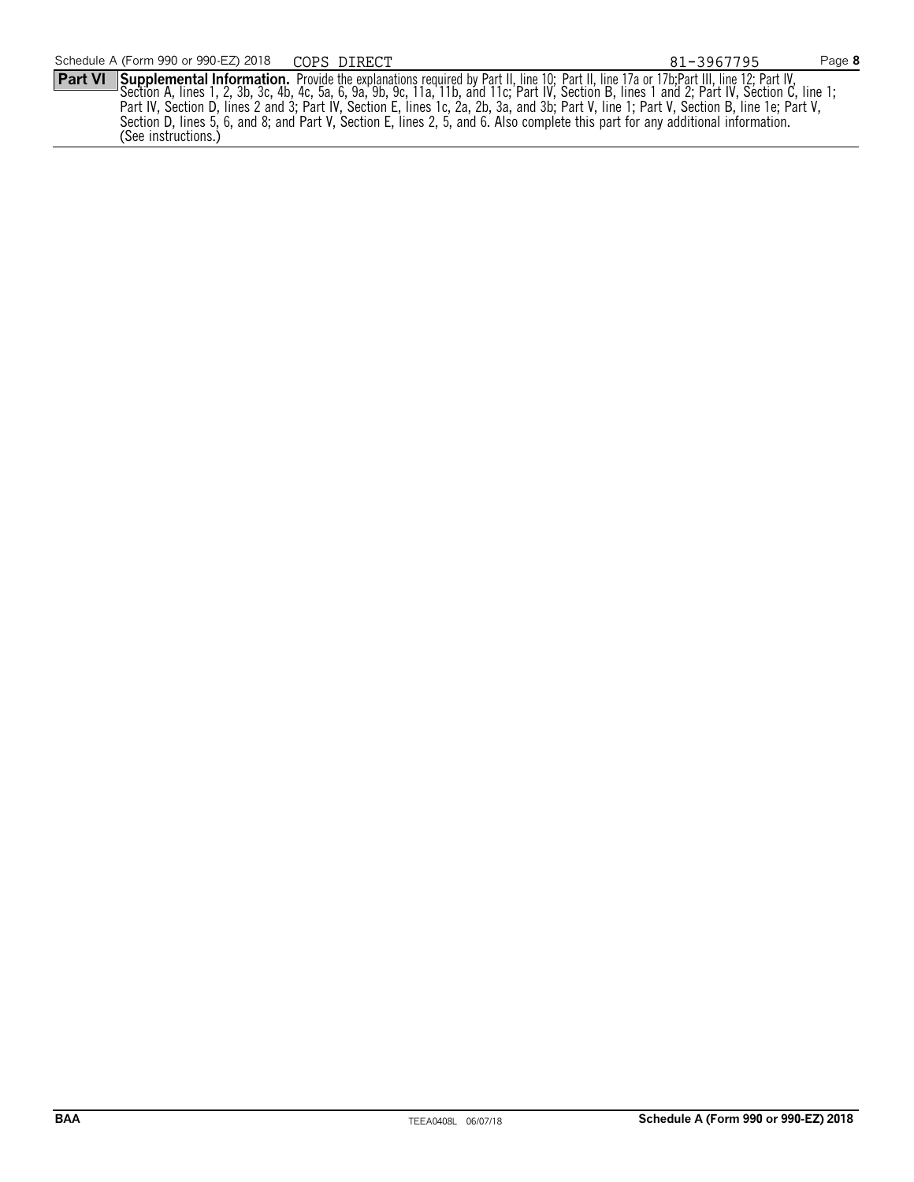**Part VI** **Supplemental Information.** Provide the explanations required by Part II, line 10; Part II, line 17a or 17b; Part III, line 12; Part IV, Section A, lines 1, 2, 3b, 3c, 4b, 4c, 5a, 6, 9a, 9b, 9c, 11a, 11b, and 11c; Part IV, Section B, lines 1 and 2; Part IV, Section C, line 1; Part IV, Section D, lines 2 and 3; Part IV, Section E, lines 1c, 2a, 2b, 3a, and 3b; Part V, line 1; Part V, Section B, line 1e; Part V, Section D, lines 5, 6, and 8; and Part V, Section E, lines 2, 5, and 6. Also complete this part for any additional information. (See instructions.)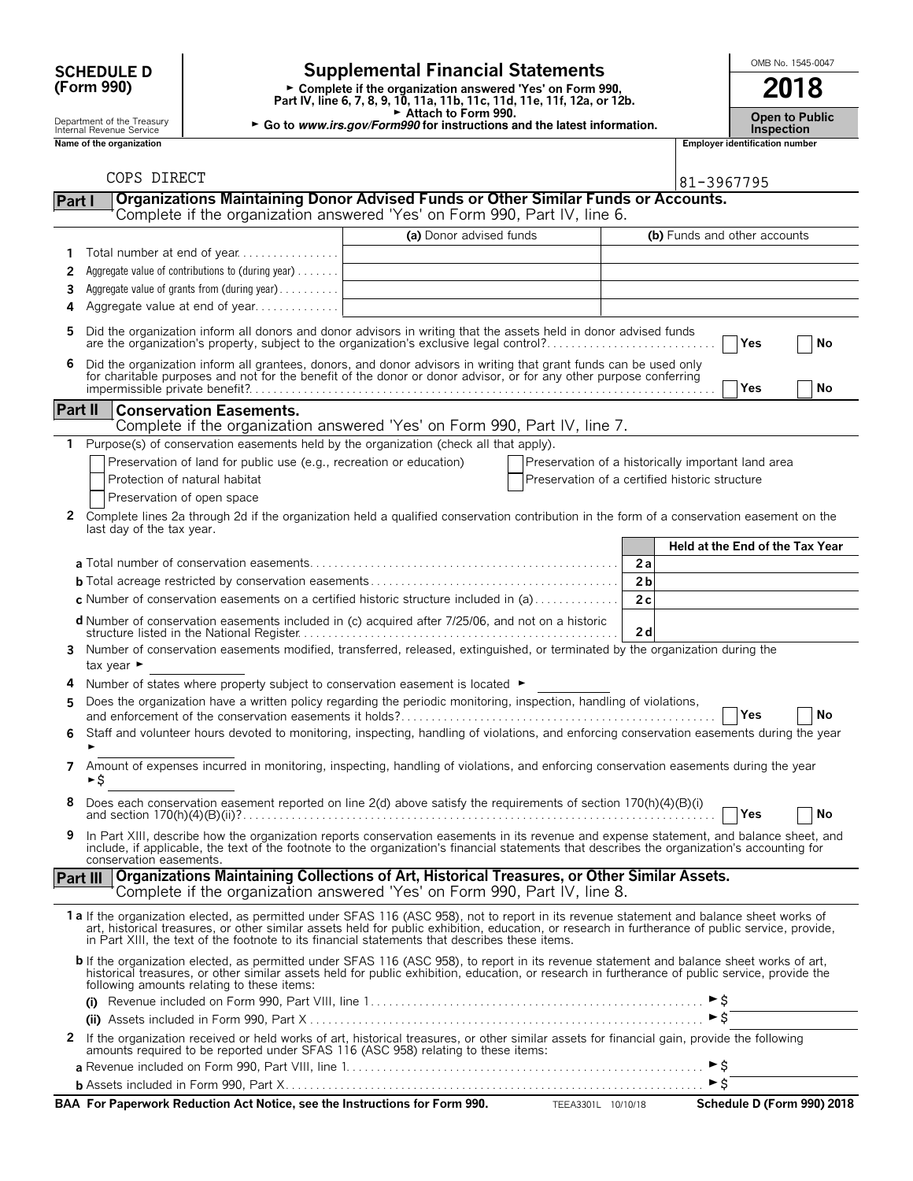# SCHEDULE D (Form 990)

Department of the Treasury
Internal Revenue Service

## Supplemental Financial Statements

► Complete if the organization answered 'Yes' on Form 990, Part IV, line 6, 7, 8, 9, 10, 11a, 11b, 11c, 11d, 11e, 11f, 12a, or 12b.
► Attach to Form 990.
► Go to *www.irs.gov/Form990* for instructions and the latest information.

OMB No. 1545-0047

**2018**

**Open to Public Inspection**

**Name of the organization**

COPS DIRECT

**Employer identification number**

81-3967795

## Part I Organizations Maintaining Donor Advised Funds or Other Similar Funds or Accounts.

Complete if the organization answered 'Yes' on Form 990, Part IV, line 6.

| | | (a) Donor advised funds | (b) Funds and other accounts |
|---|---|---|---|
| 1 | Total number at end of year | | |
| 2 | Aggregate value of contributions to (during year) | | |
| 3 | Aggregate value of grants from (during year) | | |
| 4 | Aggregate value at end of year | | |

**5** Did the organization inform all donors and donor advisors in writing that the assets held in donor advised funds are the organization's property, subject to the organization's exclusive legal control? ☐ Yes ☐ No

**6** Did the organization inform all grantees, donors, and donor advisors in writing that grant funds can be used only for charitable purposes and not for the benefit of the donor or donor advisor, or for any other purpose conferring impermissible private benefit? ☐ Yes ☐ No

## Part II Conservation Easements.

Complete if the organization answered 'Yes' on Form 990, Part IV, line 7.

**1** Purpose(s) of conservation easements held by the organization (check all that apply).

- ☐ Preservation of land for public use (e.g., recreation or education)
- ☐ Protection of natural habitat
- ☐ Preservation of open space
- ☐ Preservation of a historically important land area
- ☐ Preservation of a certified historic structure

**2** Complete lines 2a through 2d if the organization held a qualified conservation contribution in the form of a conservation easement on the last day of the tax year.

| | | Held at the End of the Tax Year |
|---|---|---|
| **a** Total number of conservation easements | 2a | |
| **b** Total acreage restricted by conservation easements | 2b | |
| **c** Number of conservation easements on a certified historic structure included in (a) | 2c | |
| **d** Number of conservation easements included in (c) acquired after 7/25/06, and not on a historic structure listed in the National Register | 2d | |

**3** Number of conservation easements modified, transferred, released, extinguished, or terminated by the organization during the tax year ►

**4** Number of states where property subject to conservation easement is located ►

**5** Does the organization have a written policy regarding the periodic monitoring, inspection, handling of violations, and enforcement of the conservation easements it holds? ☐ Yes ☐ No

**6** Staff and volunteer hours devoted to monitoring, inspecting, handling of violations, and enforcing conservation easements during the year ►

**7** Amount of expenses incurred in monitoring, inspecting, handling of violations, and enforcing conservation easements during the year ►$

**8** Does each conservation easement reported on line 2(d) above satisfy the requirements of section 170(h)(4)(B)(i) and section 170(h)(4)(B)(ii)? ☐ Yes ☐ No

**9** In Part XIII, describe how the organization reports conservation easements in its revenue and expense statement, and balance sheet, and include, if applicable, the text of the footnote to the organization's financial statements that describes the organization's accounting for conservation easements.

## Part III Organizations Maintaining Collections of Art, Historical Treasures, or Other Similar Assets.

Complete if the organization answered 'Yes' on Form 990, Part IV, line 8.

**1a** If the organization elected, as permitted under SFAS 116 (ASC 958), not to report in its revenue statement and balance sheet works of art, historical treasures, or other similar assets held for public exhibition, education, or research in furtherance of public service, provide, in Part XIII, the text of the footnote to its financial statements that describes these items.

**b** If the organization elected, as permitted under SFAS 116 (ASC 958), to report in its revenue statement and balance sheet works of art, historical treasures, or other similar assets held for public exhibition, education, or research in furtherance of public service, provide the following amounts relating to these items:

**(i)** Revenue included on Form 990, Part VIII, line 1 ►$

**(ii)** Assets included in Form 990, Part X ►$

**2** If the organization received or held works of art, historical treasures, or other similar assets for financial gain, provide the following amounts required to be reported under SFAS 116 (ASC 958) relating to these items:

**a** Revenue included on Form 990, Part VIII, line 1 ►$

**b** Assets included in Form 990, Part X ►$

**BAA For Paperwork Reduction Act Notice, see the Instructions for Form 990.** TEEA3301L 10/10/18 **Schedule D (Form 990) 2018**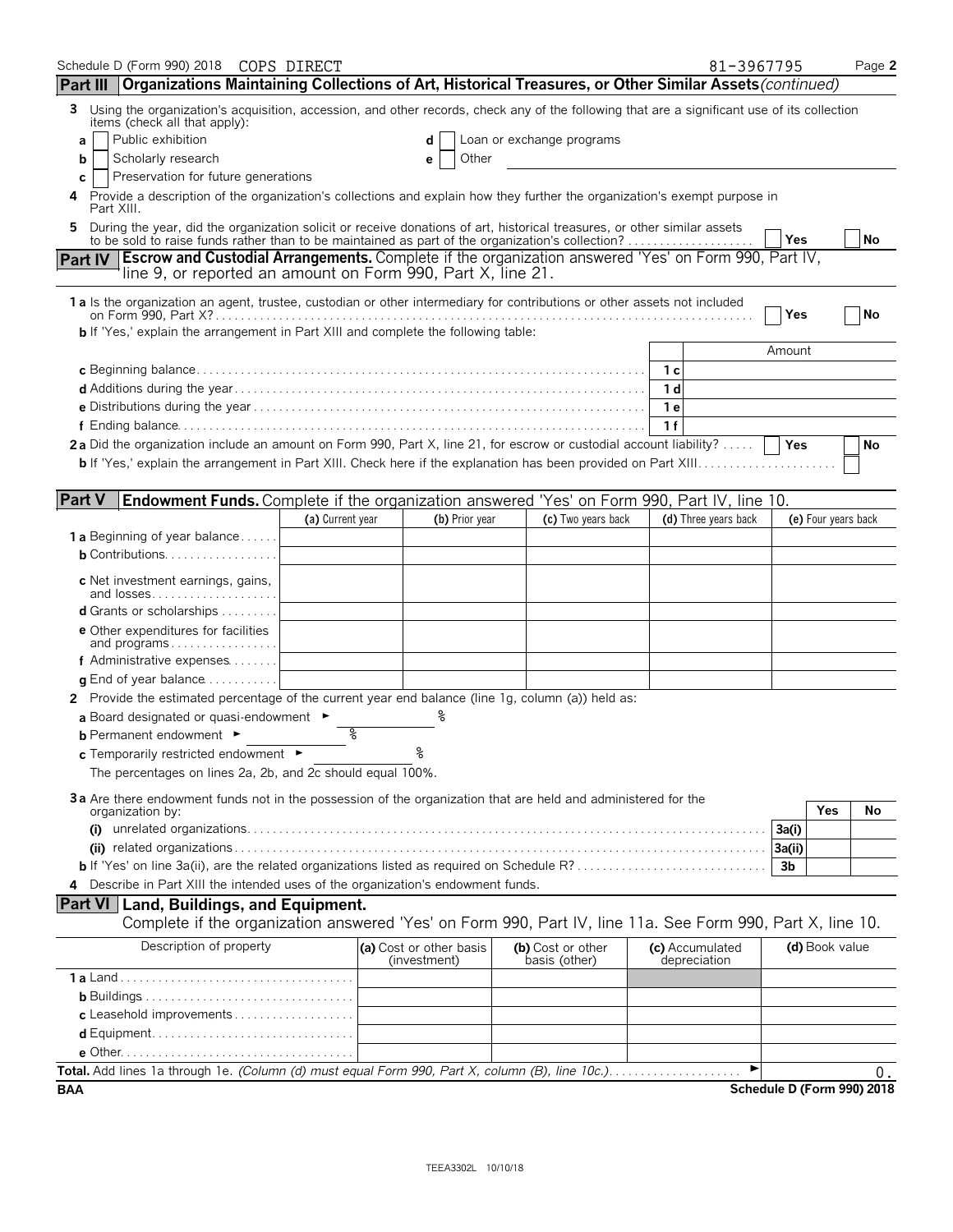Schedule D (Form 990) 2018 COPS DIRECT 81-3967795 Page 2

## Part III Organizations Maintaining Collections of Art, Historical Treasures, or Other Similar Assets *(continued)*

3 Using the organization's acquisition, accession, and other records, check any of the following that are a significant use of its collection items (check all that apply):

a ☐ Public exhibition
b ☐ Scholarly research
c ☐ Preservation for future generations
d ☐ Loan or exchange programs
e ☐ Other

4 Provide a description of the organization's collections and explain how they further the organization's exempt purpose in Part XIII.

5 During the year, did the organization solicit or receive donations of art, historical treasures, or other similar assets to be sold to raise funds rather than to be maintained as part of the organization's collection? ☐ Yes ☐ No

## Part IV Escrow and Custodial Arrangements. Complete if the organization answered 'Yes' on Form 990, Part IV, line 9, or reported an amount on Form 990, Part X, line 21.

1a Is the organization an agent, trustee, custodian or other intermediary for contributions or other assets not included on Form 990, Part X? ☐ Yes ☐ No

b If 'Yes,' explain the arrangement in Part XIII and complete the following table:

| | | Amount |
|---|---|---|
| c Beginning balance | 1c | |
| d Additions during the year | 1d | |
| e Distributions during the year | 1e | |
| f Ending balance | 1f | |

2a Did the organization include an amount on Form 990, Part X, line 21, for escrow or custodial account liability? ☐ Yes ☐ No

b If 'Yes,' explain the arrangement in Part XIII. Check here if the explanation has been provided on Part XIII ☐

## Part V Endowment Funds. Complete if the organization answered 'Yes' on Form 990, Part IV, line 10.

| | (a) Current year | (b) Prior year | (c) Two years back | (d) Three years back | (e) Four years back |
|---|---|---|---|---|---|
| 1a Beginning of year balance | | | | | |
| b Contributions | | | | | |
| c Net investment earnings, gains, and losses | | | | | |
| d Grants or scholarships | | | | | |
| e Other expenditures for facilities and programs | | | | | |
| f Administrative expenses | | | | | |
| g End of year balance | | | | | |

2 Provide the estimated percentage of the current year end balance (line 1g, column (a)) held as:

a Board designated or quasi-endowment ► %

b Permanent endowment ► %

c Temporarily restricted endowment ► %

The percentages on lines 2a, 2b, and 2c should equal 100%.

3a Are there endowment funds not in the possession of the organization that are held and administered for the organization by:

| | | Yes | No |
|---|---|---|---|
| (i) unrelated organizations | 3a(i) | | |
| (ii) related organizations | 3a(ii) | | |
| b If 'Yes' on line 3a(ii), are the related organizations listed as required on Schedule R? | 3b | | |

4 Describe in Part XIII the intended uses of the organization's endowment funds.

## Part VI Land, Buildings, and Equipment.

Complete if the organization answered 'Yes' on Form 990, Part IV, line 11a. See Form 990, Part X, line 10.

| Description of property | (a) Cost or other basis (investment) | (b) Cost or other basis (other) | (c) Accumulated depreciation | (d) Book value |
|---|---|---|---|---|
| 1a Land | | | | |
| b Buildings | | | | |
| c Leasehold improvements | | | | |
| d Equipment | | | | |
| e Other | | | | |
| **Total.** Add lines 1a through 1e. *(Column (d) must equal Form 990, Part X, column (B), line 10c.)* ► | | | | 0. |

BAA Schedule D (Form 990) 2018

TEEA3302L 10/10/18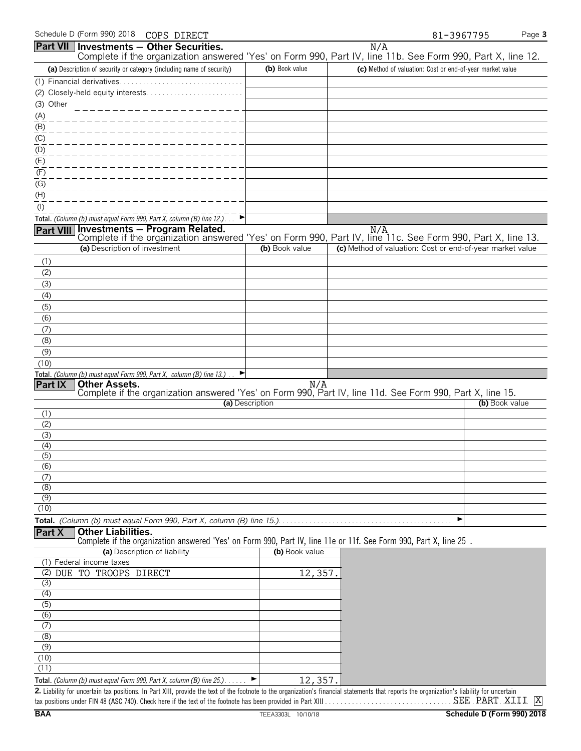Schedule D (Form 990) 2018 COPS DIRECT 81-3967795

## Part VII Investments — Other Securities.

N/A

Complete if the organization answered 'Yes' on Form 990, Part IV, line 11b. See Form 990, Part X, line 12.

| (a) Description of security or category (including name of security) | (b) Book value | (c) Method of valuation: Cost or end-of-year market value |
|---|---|---|
| (1) Financial derivatives | | |
| (2) Closely-held equity interests | | |
| (3) Other | | |
| (A) | | |
| (B) | | |
| (C) | | |
| (D) | | |
| (E) | | |
| (F) | | |
| (G) | | |
| (H) | | |
| (I) | | |
| **Total.** *(Column (b) must equal Form 990, Part X, column (B) line 12.)* ► | | |

## Part VIII Investments — Program Related.

N/A

Complete if the organization answered 'Yes' on Form 990, Part IV, line 11c. See Form 990, Part X, line 13.

| (a) Description of investment | (b) Book value | (c) Method of valuation: Cost or end-of-year market value |
|---|---|---|
| (1) | | |
| (2) | | |
| (3) | | |
| (4) | | |
| (5) | | |
| (6) | | |
| (7) | | |
| (8) | | |
| (9) | | |
| (10) | | |
| **Total.** *(Column (b) must equal Form 990, Part X, column (B) line 13.)* ► | | |

## Part IX Other Assets.

N/A

Complete if the organization answered 'Yes' on Form 990, Part IV, line 11d. See Form 990, Part X, line 15.

| (a) Description | (b) Book value |
|---|---|
| (1) | |
| (2) | |
| (3) | |
| (4) | |
| (5) | |
| (6) | |
| (7) | |
| (8) | |
| (9) | |
| (10) | |
| **Total.** *(Column (b) must equal Form 990, Part X, column (B) line 15.)* ► | |

## Part X Other Liabilities.

Complete if the organization answered 'Yes' on Form 990, Part IV, line 11e or 11f. See Form 990, Part X, line 25.

| (a) Description of liability | (b) Book value |
|---|---|
| (1) Federal income taxes | |
| (2) DUE TO TROOPS DIRECT | 12,357. |
| (3) | |
| (4) | |
| (5) | |
| (6) | |
| (7) | |
| (8) | |
| (9) | |
| (10) | |
| (11) | |
| **Total.** *(Column (b) must equal Form 990, Part X, column (B) line 25.)* ► | 12,357. |

**2.** Liability for uncertain tax positions. In Part XIII, provide the text of the footnote to the organization's financial statements that reports the organization's liability for uncertain tax positions under FIN 48 (ASC 740). Check here if the text of the footnote has been provided in Part XIII . . . SEE PART XIII [X]

BAA TEEA3303L 10/10/18 Schedule D (Form 990) 2018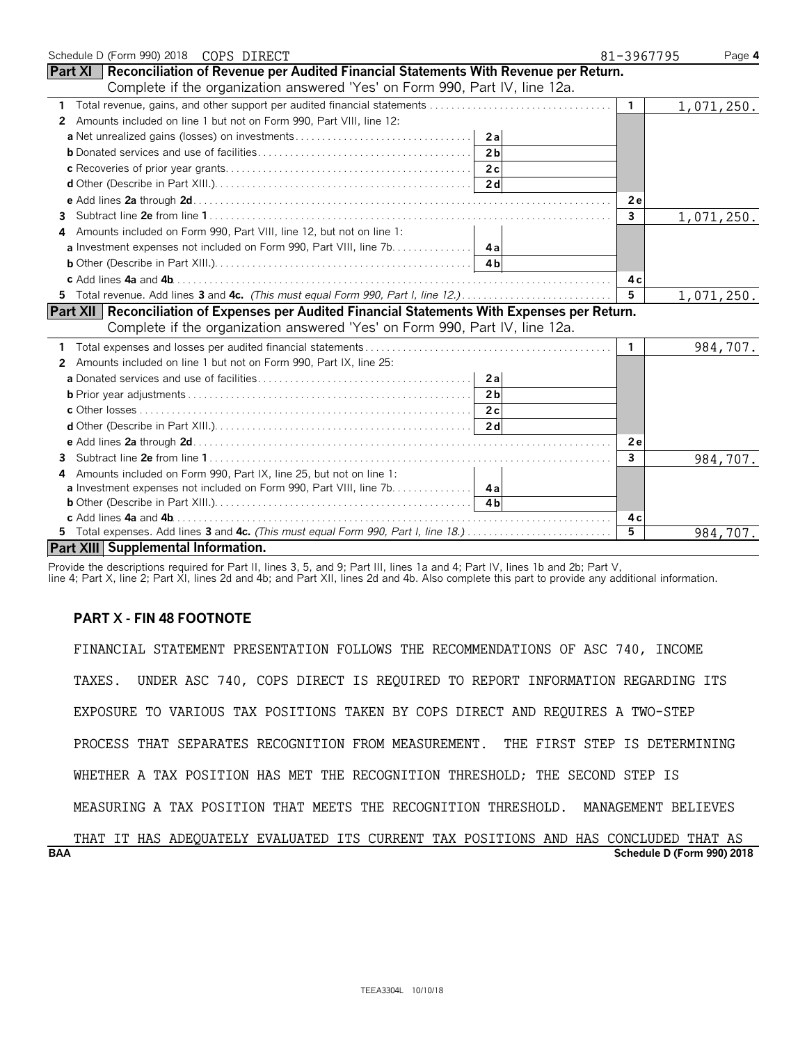## Part XI Reconciliation of Revenue per Audited Financial Statements With Revenue per Return.

Complete if the organization answered 'Yes' on Form 990, Part IV, line 12a.

| | | | | |
|---|---|---|---|---|
| **1** | Total revenue, gains, and other support per audited financial statements | | 1 | 1,071,250. |
| **2** | Amounts included on line 1 but not on Form 990, Part VIII, line 12: | | | |
| | **a** Net unrealized gains (losses) on investments | 2a | | |
| | **b** Donated services and use of facilities | 2b | | |
| | **c** Recoveries of prior year grants | 2c | | |
| | **d** Other (Describe in Part XIII.) | 2d | | |
| | **e** Add lines **2a** through **2d** | | 2e | |
| **3** | Subtract line **2e** from line **1** | | 3 | 1,071,250. |
| **4** | Amounts included on Form 990, Part VIII, line 12, but not on line 1: | | | |
| | **a** Investment expenses not included on Form 990, Part VIII, line 7b | 4a | | |
| | **b** Other (Describe in Part XIII.) | 4b | | |
| | **c** Add lines **4a** and **4b** | | 4c | |
| **5** | Total revenue. Add lines **3** and **4c.** *(This must equal Form 990, Part I, line 12.)* | | 5 | 1,071,250. |

## Part XII Reconciliation of Expenses per Audited Financial Statements With Expenses per Return.

Complete if the organization answered 'Yes' on Form 990, Part IV, line 12a.

| | | | | |
|---|---|---|---|---|
| **1** | Total expenses and losses per audited financial statements | | 1 | 984,707. |
| **2** | Amounts included on line 1 but not on Form 990, Part IX, line 25: | | | |
| | **a** Donated services and use of facilities | 2a | | |
| | **b** Prior year adjustments | 2b | | |
| | **c** Other losses | 2c | | |
| | **d** Other (Describe in Part XIII.) | 2d | | |
| | **e** Add lines **2a** through **2d** | | 2e | |
| **3** | Subtract line **2e** from line **1** | | 3 | 984,707. |
| **4** | Amounts included on Form 990, Part IX, line 25, but not on line 1: | | | |
| | **a** Investment expenses not included on Form 990, Part VIII, line 7b | 4a | | |
| | **b** Other (Describe in Part XIII.) | 4b | | |
| | **c** Add lines **4a** and **4b** | | 4c | |
| **5** | Total expenses. Add lines **3** and **4c.** *(This must equal Form 990, Part I, line 18.)* | | 5 | 984,707. |

## Part XIII Supplemental Information.

Provide the descriptions required for Part II, lines 3, 5, and 9; Part III, lines 1a and 4; Part IV, lines 1b and 2b; Part V, line 4; Part X, line 2; Part XI, lines 2d and 4b; and Part XII, lines 2d and 4b. Also complete this part to provide any additional information.

**PART X - FIN 48 FOOTNOTE**

FINANCIAL STATEMENT PRESENTATION FOLLOWS THE RECOMMENDATIONS OF ASC 740, INCOME TAXES. UNDER ASC 740, COPS DIRECT IS REQUIRED TO REPORT INFORMATION REGARDING ITS EXPOSURE TO VARIOUS TAX POSITIONS TAKEN BY COPS DIRECT AND REQUIRES A TWO-STEP PROCESS THAT SEPARATES RECOGNITION FROM MEASUREMENT. THE FIRST STEP IS DETERMINING WHETHER A TAX POSITION HAS MET THE RECOGNITION THRESHOLD; THE SECOND STEP IS MEASURING A TAX POSITION THAT MEETS THE RECOGNITION THRESHOLD. MANAGEMENT BELIEVES THAT IT HAS ADEQUATELY EVALUATED ITS CURRENT TAX POSITIONS AND HAS CONCLUDED THAT AS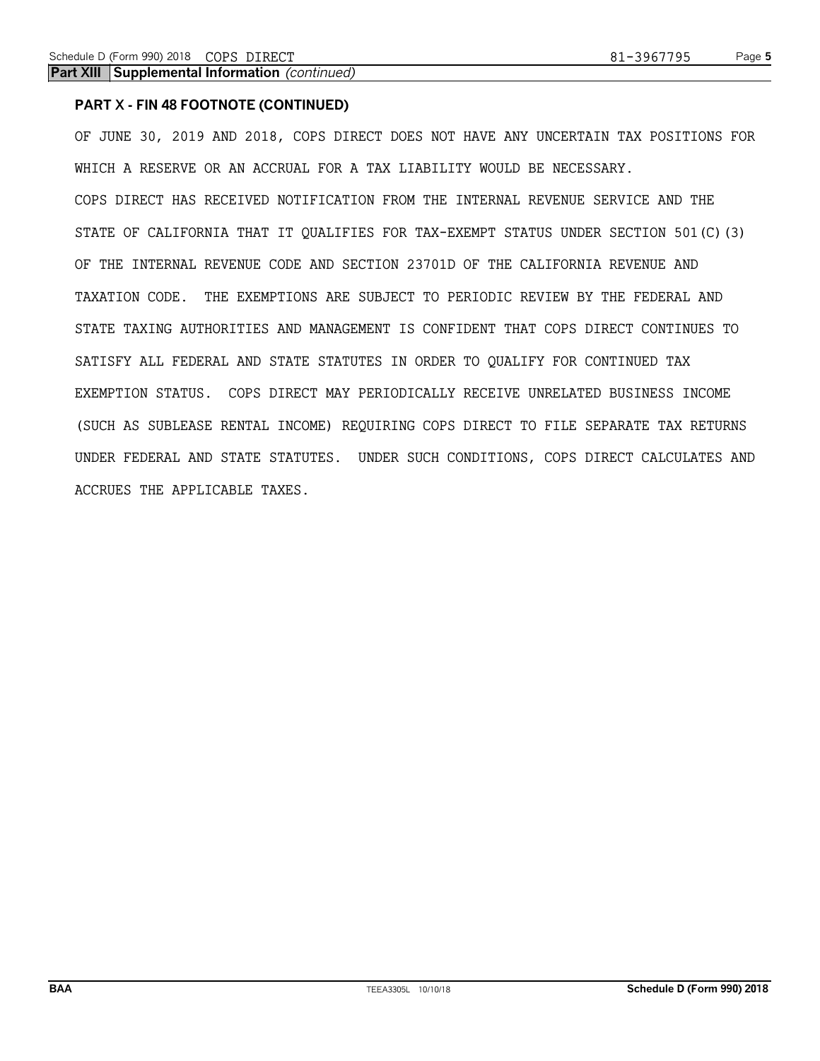**Part XIII Supplemental Information** *(continued)*

**PART X - FIN 48 FOOTNOTE (CONTINUED)**

OF JUNE 30, 2019 AND 2018, COPS DIRECT DOES NOT HAVE ANY UNCERTAIN TAX POSITIONS FOR WHICH A RESERVE OR AN ACCRUAL FOR A TAX LIABILITY WOULD BE NECESSARY.

COPS DIRECT HAS RECEIVED NOTIFICATION FROM THE INTERNAL REVENUE SERVICE AND THE STATE OF CALIFORNIA THAT IT QUALIFIES FOR TAX-EXEMPT STATUS UNDER SECTION 501(C)(3) OF THE INTERNAL REVENUE CODE AND SECTION 23701D OF THE CALIFORNIA REVENUE AND TAXATION CODE. THE EXEMPTIONS ARE SUBJECT TO PERIODIC REVIEW BY THE FEDERAL AND STATE TAXING AUTHORITIES AND MANAGEMENT IS CONFIDENT THAT COPS DIRECT CONTINUES TO SATISFY ALL FEDERAL AND STATE STATUTES IN ORDER TO QUALIFY FOR CONTINUED TAX EXEMPTION STATUS. COPS DIRECT MAY PERIODICALLY RECEIVE UNRELATED BUSINESS INCOME (SUCH AS SUBLEASE RENTAL INCOME) REQUIRING COPS DIRECT TO FILE SEPARATE TAX RETURNS UNDER FEDERAL AND STATE STATUTES. UNDER SUCH CONDITIONS, COPS DIRECT CALCULATES AND ACCRUES THE APPLICABLE TAXES.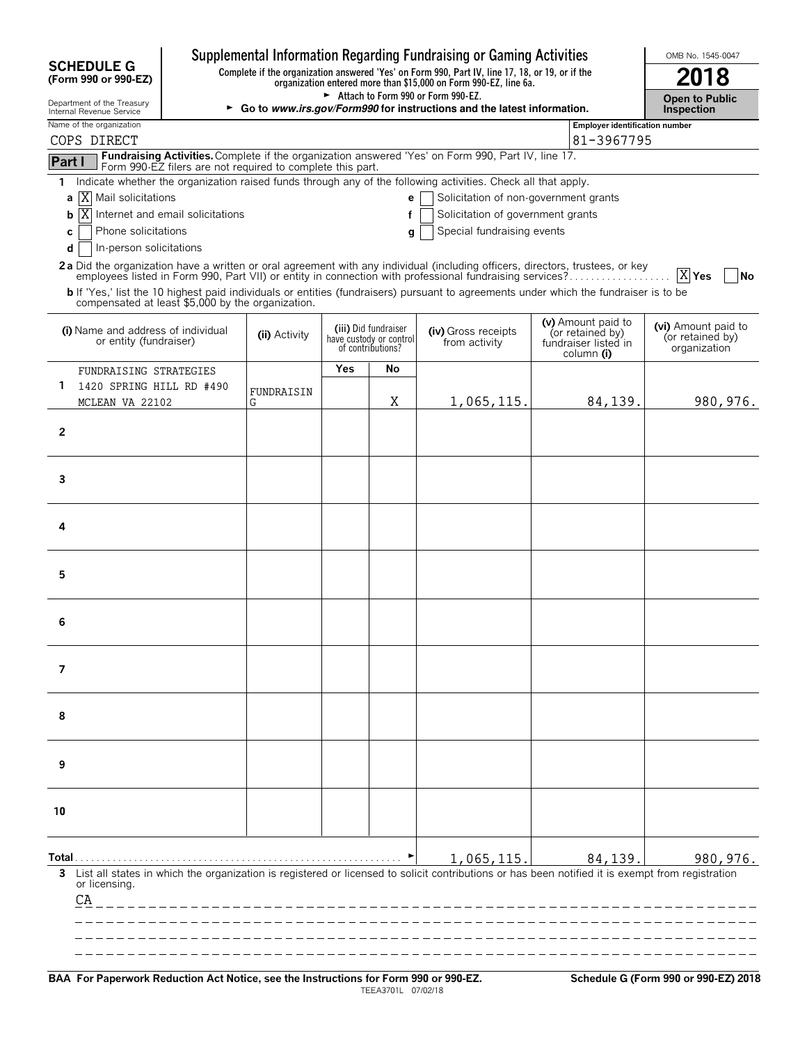**SCHEDULE G (Form 990 or 990-EZ)**

Department of the Treasury
Internal Revenue Service

# Supplemental Information Regarding Fundraising or Gaming Activities

**Complete if the organization answered 'Yes' on Form 990, Part IV, line 17, 18, or 19, or if the organization entered more than $15,000 on Form 990-EZ, line 6a.**

► Attach to Form 990 or Form 990-EZ.

► Go to *www.irs.gov/Form990* for instructions and the latest information.

OMB No. 1545-0047

**2018**

**Open to Public Inspection**

Name of the organization: COPS DIRECT

Employer identification number: 81-3967795

**Part I** **Fundraising Activities.** Complete if the organization answered 'Yes' on Form 990, Part IV, line 17. Form 990-EZ filers are not required to complete this part.

1 Indicate whether the organization raised funds through any of the following activities. Check all that apply.

- a [X] Mail solicitations
- b [X] Internet and email solicitations
- c [ ] Phone solicitations
- d [ ] In-person solicitations
- e [ ] Solicitation of non-government grants
- f [ ] Solicitation of government grants
- g [ ] Special fundraising events

**2a** Did the organization have a written or oral agreement with any individual (including officers, directors, trustees, or key employees listed in Form 990, Part VII) or entity in connection with professional fundraising services? [X] Yes [ ] No

**b** If 'Yes,' list the 10 highest paid individuals or entities (fundraisers) pursuant to agreements under which the fundraiser is to be compensated at least $5,000 by the organization.

| | (i) Name and address of individual or entity (fundraiser) | (ii) Activity | (iii) Did fundraiser have custody or control of contributions? Yes | No | (iv) Gross receipts from activity | (v) Amount paid to (or retained by) fundraiser listed in column (i) | (vi) Amount paid to (or retained by) organization |
|---|---|---|---|---|---|---|---|
| 1 | FUNDRAISING STRATEGIES 1420 SPRING HILL RD #490 MCLEAN VA 22102 | FUNDRAISING | | X | 1,065,115. | 84,139. | 980,976. |
| 2 | | | | | | | |
| 3 | | | | | | | |
| 4 | | | | | | | |
| 5 | | | | | | | |
| 6 | | | | | | | |
| 7 | | | | | | | |
| 8 | | | | | | | |
| 9 | | | | | | | |
| 10 | | | | | | | |
| **Total** | | | | | 1,065,115. | 84,139. | 980,976. |

**3** List all states in which the organization is registered or licensed to solicit contributions or has been notified it is exempt from registration or licensing.

CA

**BAA For Paperwork Reduction Act Notice, see the Instructions for Form 990 or 990-EZ.** TEEA3701L 07/02/18 **Schedule G (Form 990 or 990-EZ) 2018**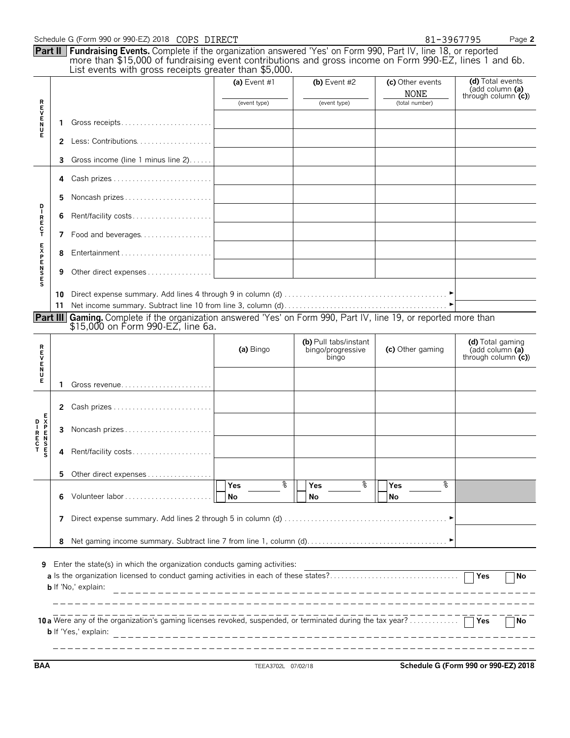Schedule G (Form 990 or 990-EZ) 2018 COPS DIRECT 81-3967795

**Part II** **Fundraising Events.** Complete if the organization answered 'Yes' on Form 990, Part IV, line 18, or reported more than $15,000 of fundraising event contributions and gross income on Form 990-EZ, lines 1 and 6b. List events with gross receipts greater than $5,000.

| | | (a) Event #1 (event type) | (b) Event #2 (event type) | (c) Other events NONE (total number) | (d) Total events (add column (a) through column (c)) |
|---|---|---|---|---|---|
| REVENUE | 1 Gross receipts | | | | |
| | 2 Less: Contributions | | | | |
| | 3 Gross income (line 1 minus line 2) | | | | |
| DIRECT EXPENSES | 4 Cash prizes | | | | |
| | 5 Noncash prizes | | | | |
| | 6 Rent/facility costs | | | | |
| | 7 Food and beverages | | | | |
| | 8 Entertainment | | | | |
| | 9 Other direct expenses | | | | |
| | 10 Direct expense summary. Add lines 4 through 9 in column (d) | | | | |
| | 11 Net income summary. Subtract line 10 from line 3, column (d) | | | | |

**Part III** **Gaming.** Complete if the organization answered 'Yes' on Form 990, Part IV, line 19, or reported more than $15,000 on Form 990-EZ, line 6a.

| | | (a) Bingo | (b) Pull tabs/instant bingo/progressive bingo | (c) Other gaming | (d) Total gaming (add column (a) through column (c)) |
|---|---|---|---|---|---|
| REVENUE | 1 Gross revenue | | | | |
| DIRECT EXPENSES | 2 Cash prizes | | | | |
| | 3 Noncash prizes | | | | |
| | 4 Rent/facility costs | | | | |
| | 5 Other direct expenses | | | | |
| | 6 Volunteer labor | Yes ___ % / No | Yes ___ % / No | Yes ___ % / No | |
| | 7 Direct expense summary. Add lines 2 through 5 in column (d) | | | | |
| | 8 Net gaming income summary. Subtract line 7 from line 1, column (d) | | | | |

9 Enter the state(s) in which the organization conducts gaming activities:

a Is the organization licensed to conduct gaming activities in each of these states? Yes No

b If 'No,' explain:

10a Were any of the organization's gaming licenses revoked, suspended, or terminated during the tax year? Yes No

b If 'Yes,' explain:

BAA TEEA3702L 07/02/18 Schedule G (Form 990 or 990-EZ) 2018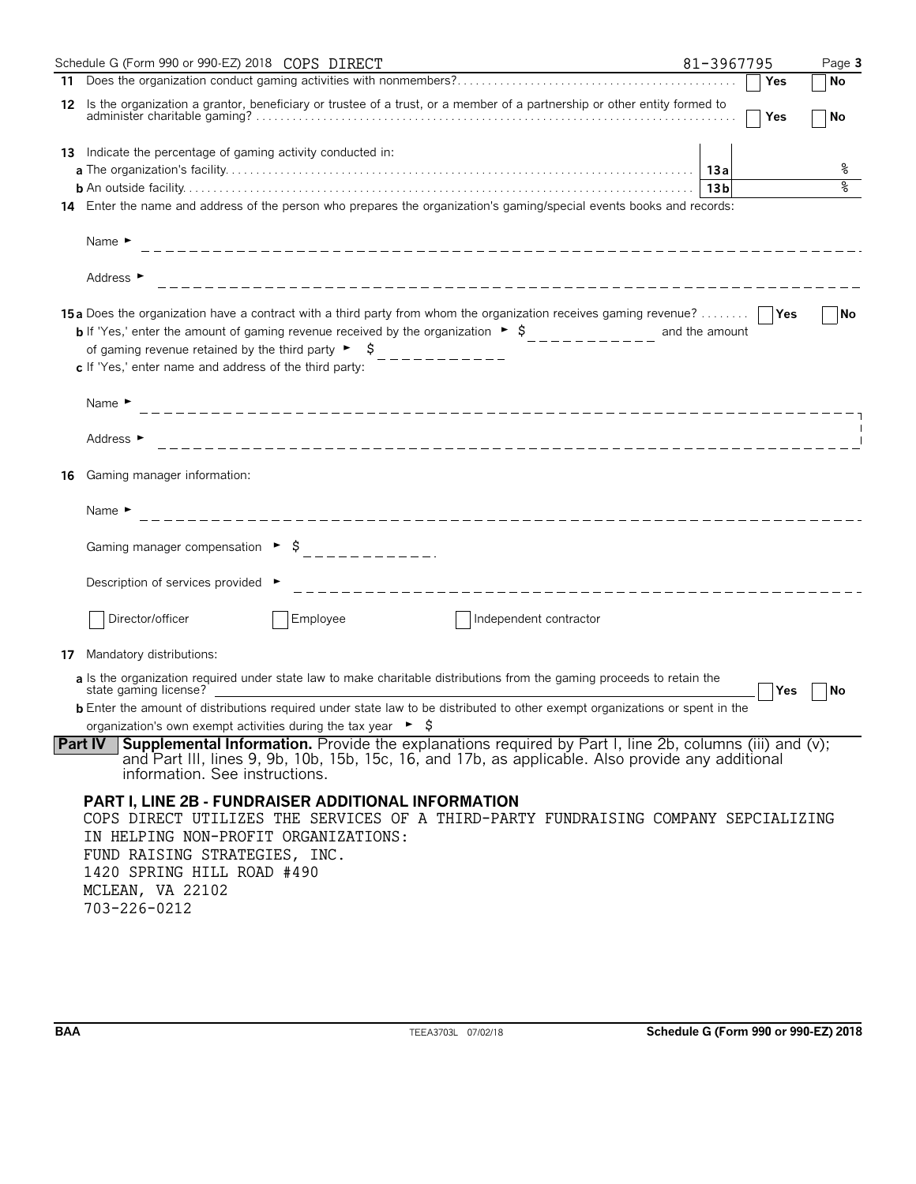Schedule G (Form 990 or 990-EZ) 2018 COPS DIRECT 81-3967795

**11** Does the organization conduct gaming activities with nonmembers? ☐ Yes ☐ No

**12** Is the organization a grantor, beneficiary or trustee of a trust, or a member of a partnership or other entity formed to administer charitable gaming? ☐ Yes ☐ No

**13** Indicate the percentage of gaming activity conducted in:

**a** The organization's facility. **13a** %

**b** An outside facility. **13b** %

**14** Enter the name and address of the person who prepares the organization's gaming/special events books and records:

Name ►

Address ►

**15a** Does the organization have a contract with a third party from whom the organization receives gaming revenue? ☐ Yes ☐ No

**b** If 'Yes,' enter the amount of gaming revenue received by the organization ► $ ___________ and the amount of gaming revenue retained by the third party ► $ ___________

**c** If 'Yes,' enter name and address of the third party:

Name ►

Address ►

**16** Gaming manager information:

Name ►

Gaming manager compensation ► $ ___________

Description of services provided ►

☐ Director/officer ☐ Employee ☐ Independent contractor

**17** Mandatory distributions:

**a** Is the organization required under state law to make charitable distributions from the gaming proceeds to retain the state gaming license? ☐ Yes ☐ No

**b** Enter the amount of distributions required under state law to be distributed to other exempt organizations or spent in the organization's own exempt activities during the tax year ► $

**Part IV Supplemental Information.** Provide the explanations required by Part I, line 2b, columns (iii) and (v); and Part III, lines 9, 9b, 10b, 15b, 15c, 16, and 17b, as applicable. Also provide any additional information. See instructions.

**PART I, LINE 2B - FUNDRAISER ADDITIONAL INFORMATION**

COPS DIRECT UTILIZES THE SERVICES OF A THIRD-PARTY FUNDRAISING COMPANY SEPCIALIZING IN HELPING NON-PROFIT ORGANIZATIONS:
FUND RAISING STRATEGIES, INC.
1420 SPRING HILL ROAD #490
MCLEAN, VA 22102
703-226-0212

BAA TEEA3703L 07/02/18 Schedule G (Form 990 or 990-EZ) 2018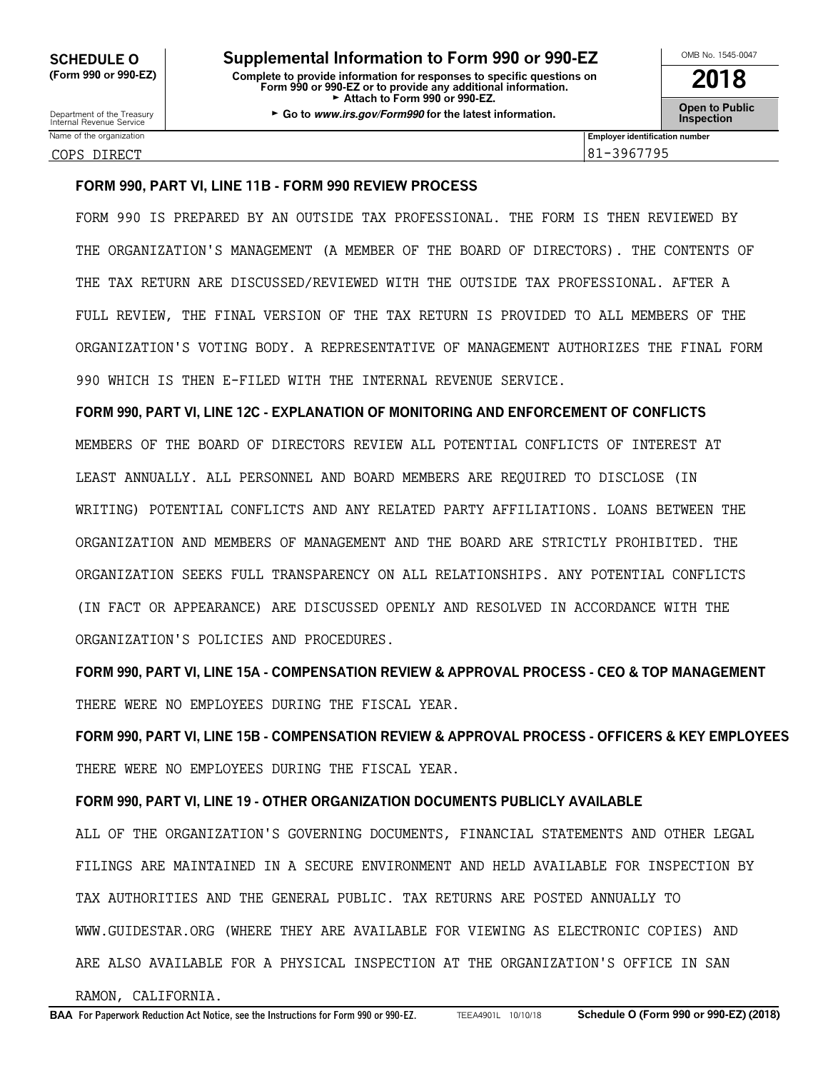**SCHEDULE O**
**(Form 990 or 990-EZ)**

Department of the Treasury
Internal Revenue Service

# Supplemental Information to Form 990 or 990-EZ

**Complete to provide information for responses to specific questions on Form 990 or 990-EZ or to provide any additional information.**
► **Attach to Form 990 or 990-EZ.**
► **Go to *www.irs.gov/Form990* for the latest information.**

OMB No. 1545-0047

**2018**

**Open to Public Inspection**

| Name of the organization | Employer identification number |
|---|---|
| COPS DIRECT | 81-3967795 |

**FORM 990, PART VI, LINE 11B - FORM 990 REVIEW PROCESS**

FORM 990 IS PREPARED BY AN OUTSIDE TAX PROFESSIONAL. THE FORM IS THEN REVIEWED BY THE ORGANIZATION'S MANAGEMENT (A MEMBER OF THE BOARD OF DIRECTORS). THE CONTENTS OF THE TAX RETURN ARE DISCUSSED/REVIEWED WITH THE OUTSIDE TAX PROFESSIONAL. AFTER A FULL REVIEW, THE FINAL VERSION OF THE TAX RETURN IS PROVIDED TO ALL MEMBERS OF THE ORGANIZATION'S VOTING BODY. A REPRESENTATIVE OF MANAGEMENT AUTHORIZES THE FINAL FORM 990 WHICH IS THEN E-FILED WITH THE INTERNAL REVENUE SERVICE.

**FORM 990, PART VI, LINE 12C - EXPLANATION OF MONITORING AND ENFORCEMENT OF CONFLICTS**

MEMBERS OF THE BOARD OF DIRECTORS REVIEW ALL POTENTIAL CONFLICTS OF INTEREST AT LEAST ANNUALLY. ALL PERSONNEL AND BOARD MEMBERS ARE REQUIRED TO DISCLOSE (IN WRITING) POTENTIAL CONFLICTS AND ANY RELATED PARTY AFFILIATIONS. LOANS BETWEEN THE ORGANIZATION AND MEMBERS OF MANAGEMENT AND THE BOARD ARE STRICTLY PROHIBITED. THE ORGANIZATION SEEKS FULL TRANSPARENCY ON ALL RELATIONSHIPS. ANY POTENTIAL CONFLICTS (IN FACT OR APPEARANCE) ARE DISCUSSED OPENLY AND RESOLVED IN ACCORDANCE WITH THE ORGANIZATION'S POLICIES AND PROCEDURES.

**FORM 990, PART VI, LINE 15A - COMPENSATION REVIEW & APPROVAL PROCESS - CEO & TOP MANAGEMENT**

THERE WERE NO EMPLOYEES DURING THE FISCAL YEAR.

**FORM 990, PART VI, LINE 15B - COMPENSATION REVIEW & APPROVAL PROCESS - OFFICERS & KEY EMPLOYEES**

THERE WERE NO EMPLOYEES DURING THE FISCAL YEAR.

**FORM 990, PART VI, LINE 19 - OTHER ORGANIZATION DOCUMENTS PUBLICLY AVAILABLE**

ALL OF THE ORGANIZATION'S GOVERNING DOCUMENTS, FINANCIAL STATEMENTS AND OTHER LEGAL FILINGS ARE MAINTAINED IN A SECURE ENVIRONMENT AND HELD AVAILABLE FOR INSPECTION BY TAX AUTHORITIES AND THE GENERAL PUBLIC. TAX RETURNS ARE POSTED ANNUALLY TO WWW.GUIDESTAR.ORG (WHERE THEY ARE AVAILABLE FOR VIEWING AS ELECTRONIC COPIES) AND ARE ALSO AVAILABLE FOR A PHYSICAL INSPECTION AT THE ORGANIZATION'S OFFICE IN SAN RAMON, CALIFORNIA.

**BAA** For Paperwork Reduction Act Notice, see the Instructions for Form 990 or 990-EZ. TEEA4901L 10/10/18 **Schedule O (Form 990 or 990-EZ) (2018)**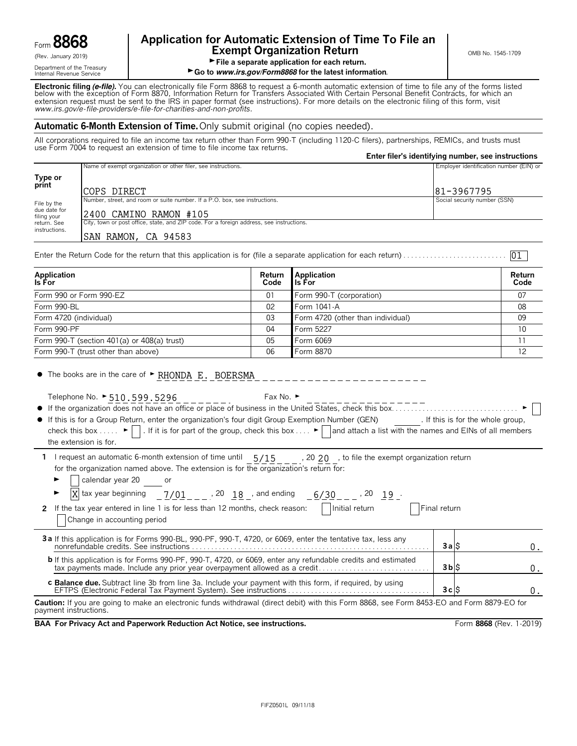Form **8868**
(Rev. January 2019)
Department of the Treasury
Internal Revenue Service

# Application for Automatic Extension of Time To File an Exempt Organization Return

► File a separate application for each return.
► Go to *www.irs.gov/Form8868* for the latest information.

OMB No. 1545-1709

**Electronic filing *(e-file)*.** You can electronically file Form 8868 to request a 6-month automatic extension of time to file any of the forms listed below with the exception of Form 8870, Information Return for Transfers Associated With Certain Personal Benefit Contracts, for which an extension request must be sent to the IRS in paper format (see instructions). For more details on the electronic filing of this form, visit *www.irs.gov/e-file-providers/e-file-for-charities-and-non-profits*.

## Automatic 6-Month Extension of Time. Only submit original (no copies needed).

All corporations required to file an income tax return other than Form 990-T (including 1120-C filers), partnerships, REMICs, and trusts must use Form 7004 to request an extension of time to file income tax returns.

**Enter filer's identifying number, see instructions**

| **Type or print** File by the due date for filing your return. See instructions. | | |
|---|---|---|
| | Name of exempt organization or other filer, see instructions. COPS DIRECT | Employer identification number (EIN) or 81-3967795 |
| | Number, street, and room or suite number. If a P.O. box, see instructions. 2400 CAMINO RAMON #105 | Social security number (SSN) |
| | City, town or post office, state, and ZIP code. For a foreign address, see instructions. SAN RAMON, CA 94583 | |

Enter the Return Code for the return that this application is for (file a separate application for each return) . . . . . . . . 01

| Application Is For | Return Code | Application Is For | Return Code |
|---|---|---|---|
| Form 990 or Form 990-EZ | 01 | Form 990-T (corporation) | 07 |
| Form 990-BL | 02 | Form 1041-A | 08 |
| Form 4720 (individual) | 03 | Form 4720 (other than individual) | 09 |
| Form 990-PF | 04 | Form 5227 | 10 |
| Form 990-T (section 401(a) or 408(a) trust) | 05 | Form 6069 | 11 |
| Form 990-T (trust other than above) | 06 | Form 8870 | 12 |

- The books are in the care of ► RHONDA E. BOERSMA

  Telephone No. ► 510.599.5296    Fax No. ►
- If the organization does not have an office or place of business in the United States, check this box . . . . . . ► ☐
- If this is for a Group Return, enter the organization's four digit Group Exemption Number (GEN) ______. If this is for the whole group, check this box . . . . . ► ☐. If it is for part of the group, check this box . . . . ► ☐ and attach a list with the names and EINs of all members the extension is for.

**1** I request an automatic 6-month extension of time until 5/15, 20 20, to file the exempt organization return for the organization named above. The extension is for the organization's return for:

► ☐ calendar year 20 ____ or

► ☒ tax year beginning 7/01, 20 18, and ending 6/30, 20 19.

**2** If the tax year entered in line 1 is for less than 12 months, check reason: ☐ Initial return ☐ Final return ☐ Change in accounting period

| | | |
|---|---|---|
| **3a** If this application is for Forms 990-BL, 990-PF, 990-T, 4720, or 6069, enter the tentative tax, less any nonrefundable credits. See instructions . . . . . . | **3a** | $ 0. |
| **b** If this application is for Forms 990-PF, 990-T, 4720, or 6069, enter any refundable credits and estimated tax payments made. Include any prior year overpayment allowed as a credit . . . . . . | **3b** | $ 0. |
| **c Balance due.** Subtract line 3b from line 3a. Include your payment with this form, if required, by using EFTPS (Electronic Federal Tax Payment System). See instructions . . . . . . | **3c** | $ 0. |

**Caution:** If you are going to make an electronic funds withdrawal (direct debit) with this Form 8868, see Form 8453-EO and Form 8879-EO for payment instructions.

**BAA For Privacy Act and Paperwork Reduction Act Notice, see instructions.** Form **8868** (Rev. 1-2019)

FIFZ0501L 09/11/18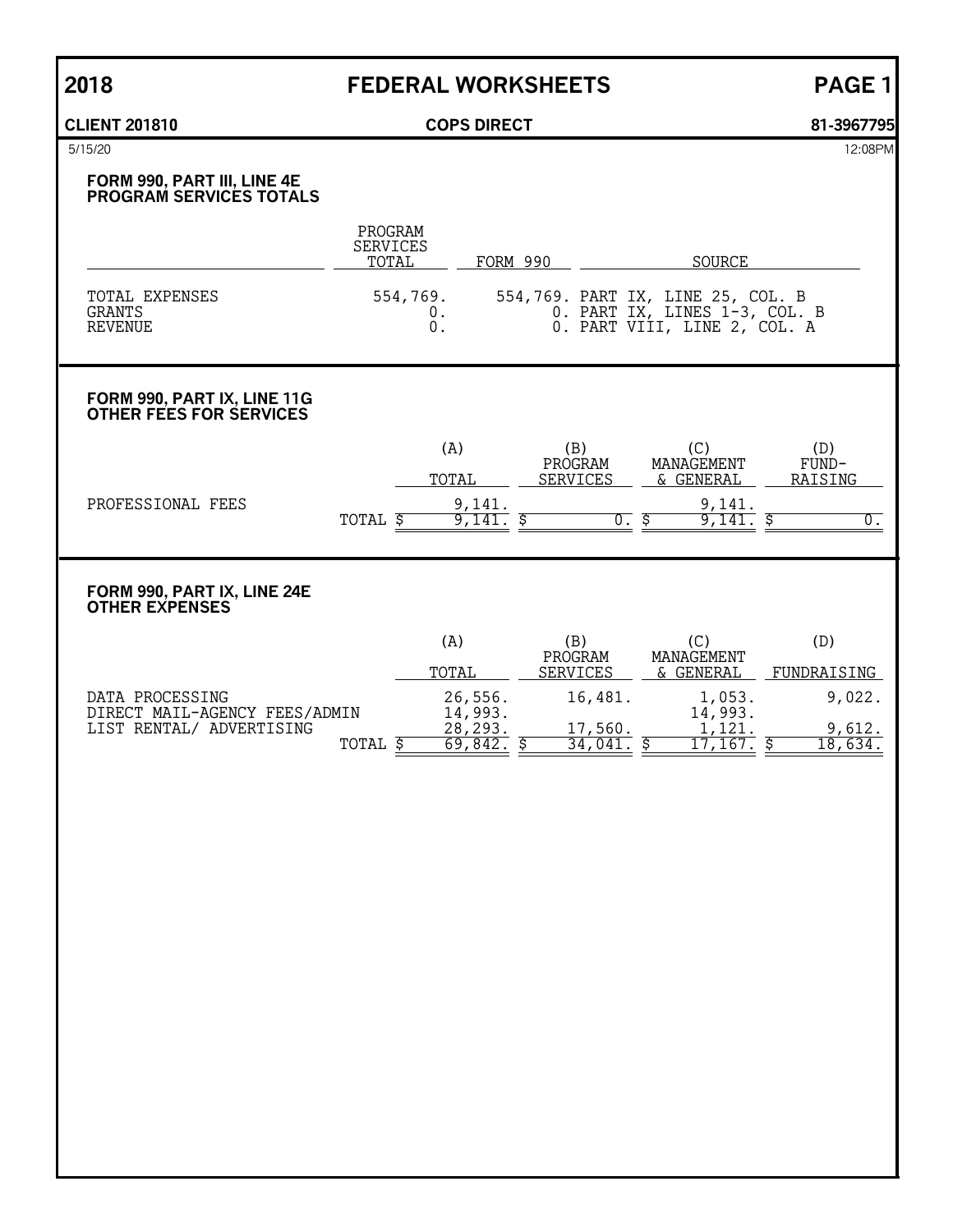# 2018 FEDERAL WORKSHEETS PAGE 1

**CLIENT 201810** **COPS DIRECT** **81-3967795**

5/15/20 12:08PM

## FORM 990, PART III, LINE 4E PROGRAM SERVICES TOTALS

| | PROGRAM SERVICES TOTAL | FORM 990 | SOURCE |
|---|---|---|---|
| TOTAL EXPENSES | 554,769. | 554,769. | PART IX, LINE 25, COL. B |
| GRANTS | 0. | 0. | PART IX, LINES 1-3, COL. B |
| REVENUE | 0. | 0. | PART VIII, LINE 2, COL. A |

## FORM 990, PART IX, LINE 11G OTHER FEES FOR SERVICES

| | (A) TOTAL | (B) PROGRAM SERVICES | (C) MANAGEMENT & GENERAL | (D) FUND-RAISING |
|---|---|---|---|---|
| PROFESSIONAL FEES | 9,141. | | 9,141. | |
| TOTAL | $ 9,141. | $ 0. | $ 9,141. | $ 0. |

## FORM 990, PART IX, LINE 24E OTHER EXPENSES

| | (A) TOTAL | (B) PROGRAM SERVICES | (C) MANAGEMENT & GENERAL | (D) FUNDRAISING |
|---|---|---|---|---|
| DATA PROCESSING | 26,556. | 16,481. | 1,053. | 9,022. |
| DIRECT MAIL-AGENCY FEES/ADMIN | 14,993. | | 14,993. | |
| LIST RENTAL/ ADVERTISING | 28,293. | 17,560. | 1,121. | 9,612. |
| TOTAL | $ 69,842. | $ 34,041. | $ 17,167. | $ 18,634. |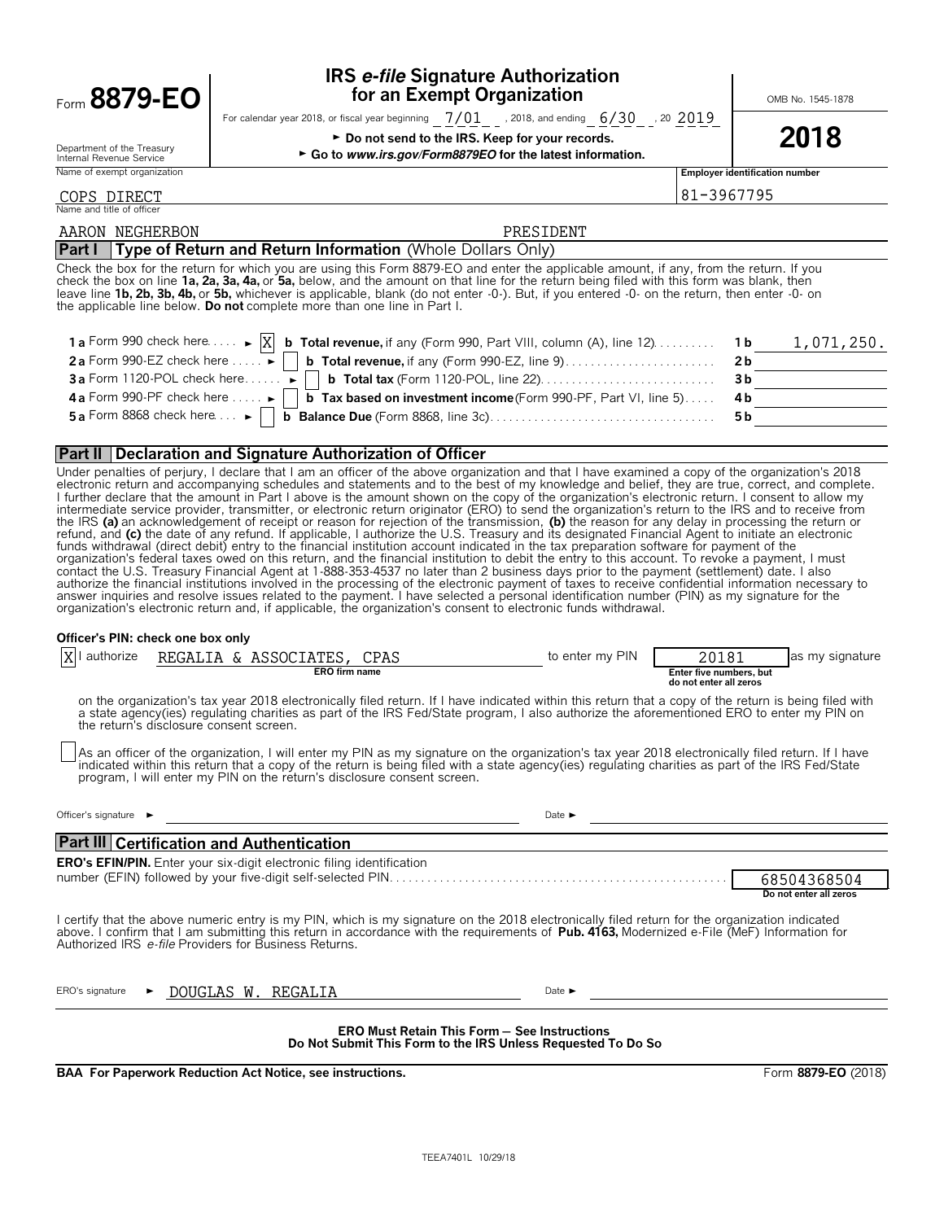Form **8879-EO**

# IRS *e-file* Signature Authorization for an Exempt Organization

OMB No. 1545-1878

For calendar year 2018, or fiscal year beginning 7/01 , 2018, and ending 6/30 , 20 2019

► Do not send to the IRS. Keep for your records.

► Go to *www.irs.gov/Form8879EO* for the latest information.

Department of the Treasury
Internal Revenue Service

**2018**

| Name of exempt organization | Employer identification number |
|---|---|
| COPS DIRECT | 81-3967795 |

Name and title of officer

AARON NEGHERBON PRESIDENT

## Part I Type of Return and Return Information (Whole Dollars Only)

Check the box for the return for which you are using this Form 8879-EO and enter the applicable amount, if any, from the return. If you check the box on line **1a, 2a, 3a, 4a,** or **5a,** below, and the amount on that line for the return being filed with this form was blank, then leave line **1b, 2b, 3b, 4b,** or **5b,** whichever is applicable, blank (do not enter -0-). But, if you entered -0- on the return, then enter -0- on the applicable line below. **Do not** complete more than one line in Part I.

| | | | |
|---|---|---|---|
| **1a** Form 990 check here ► [X] | **b Total revenue,** if any (Form 990, Part VIII, column (A), line 12) | **1b** | 1,071,250. |
| **2a** Form 990-EZ check here ► [ ] | **b Total revenue,** if any (Form 990-EZ, line 9) | **2b** | |
| **3a** Form 1120-POL check here ► [ ] | **b Total tax** (Form 1120-POL, line 22) | **3b** | |
| **4a** Form 990-PF check here ► [ ] | **b Tax based on investment income** (Form 990-PF, Part VI, line 5) | **4b** | |
| **5a** Form 8868 check here ► [ ] | **b Balance Due** (Form 8868, line 3c) | **5b** | |

## Part II Declaration and Signature Authorization of Officer

Under penalties of perjury, I declare that I am an officer of the above organization and that I have examined a copy of the organization's 2018 electronic return and accompanying schedules and statements and to the best of my knowledge and belief, they are true, correct, and complete. I further declare that the amount in Part I above is the amount shown on the copy of the organization's electronic return. I consent to allow my intermediate service provider, transmitter, or electronic return originator (ERO) to send the organization's return to the IRS and to receive from the IRS **(a)** an acknowledgement of receipt or reason for rejection of the transmission, **(b)** the reason for any delay in processing the return or refund, and **(c)** the date of any refund. If applicable, I authorize the U.S. Treasury and its designated Financial Agent to initiate an electronic funds withdrawal (direct debit) entry to the financial institution account indicated in the tax preparation software for payment of the organization's federal taxes owed on this return, and the financial institution to debit the entry to this account. To revoke a payment, I must contact the U.S. Treasury Financial Agent at 1-888-353-4537 no later than 2 business days prior to the payment (settlement) date. I also authorize the financial institutions involved in the processing of the electronic payment of taxes to receive confidential information necessary to answer inquiries and resolve issues related to the payment. I have selected a personal identification number (PIN) as my signature for the organization's electronic return and, if applicable, the organization's consent to electronic funds withdrawal.

**Officer's PIN: check one box only**

[X] I authorize REGALIA & ASSOCIATES, CPAS to enter my PIN 20181 as my signature

**ERO firm name** — **Enter five numbers, but do not enter all zeros**

on the organization's tax year 2018 electronically filed return. If I have indicated within this return that a copy of the return is being filed with a state agency(ies) regulating charities as part of the IRS Fed/State program, I also authorize the aforementioned ERO to enter my PIN on the return's disclosure consent screen.

[ ] As an officer of the organization, I will enter my PIN as my signature on the organization's tax year 2018 electronically filed return. If I have indicated within this return that a copy of the return is being filed with a state agency(ies) regulating charities as part of the IRS Fed/State program, I will enter my PIN on the return's disclosure consent screen.

Officer's signature ► ____________________ Date ► ____________________

## Part III Certification and Authentication

**ERO's EFIN/PIN.** Enter your six-digit electronic filing identification number (EFIN) followed by your five-digit self-selected PIN. 68504368504

**Do not enter all zeros**

I certify that the above numeric entry is my PIN, which is my signature on the 2018 electronically filed return for the organization indicated above. I confirm that I am submitting this return in accordance with the requirements of **Pub. 4163,** Modernized e-File (MeF) Information for Authorized IRS *e-file* Providers for Business Returns.

ERO's signature ► DOUGLAS W. REGALIA Date ► ____________________

**ERO Must Retain This Form — See Instructions**
**Do Not Submit This Form to the IRS Unless Requested To Do So**

**BAA For Paperwork Reduction Act Notice, see instructions.** Form **8879-EO** (2018)

TEEA7401L 10/29/18